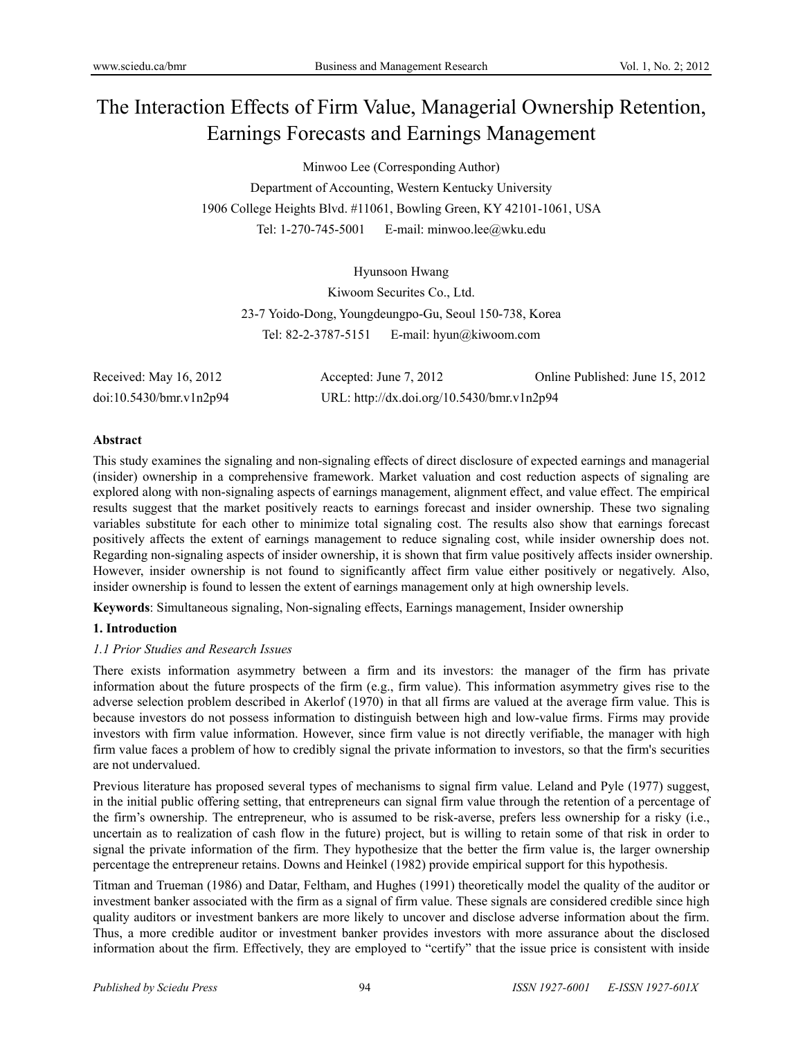# The Interaction Effects of Firm Value, Managerial Ownership Retention, Earnings Forecasts and Earnings Management

Minwoo Lee (Corresponding Author)

Department of Accounting, Western Kentucky University

1906 College Heights Blvd. #11061, Bowling Green, KY 42101-1061, USA

Tel: 1-270-745-5001 E-mail: minwoo.lee@wku.edu

Hyunsoon Hwang

Kiwoom Securites Co., Ltd.

23-7 Yoido-Dong, Youngdeungpo-Gu, Seoul 150-738, Korea

Tel: 82-2-3787-5151 E-mail: hyun@kiwoom.com

Received: May 16, 2012 Accepted: June 7, 2012 Online Published: June 15, 2012

doi:10.5430/bmr.v1n2p94 URL: http://dx.doi.org/10.5430/bmr.v1n2p94

**Abstract**

This study examines the signaling and non-signaling effects of direct disclosure of expected earnings and managerial (insider) ownership in a comprehensive framework. Market valuation and cost reduction aspects of signaling are explored along with non-signaling aspects of earnings management, alignment effect, and value effect. The empirical results suggest that the market positively reacts to earnings forecast and insider ownership. These two signaling variables substitute for each other to minimize total signaling cost. The results also show that earnings forecast positively affects the extent of earnings management to reduce signaling cost, while insider ownership does not. Regarding non-signaling aspects of insider ownership, it is shown that firm value positively affects insider ownership. However, insider ownership is not found to significantly affect firm value either positively or negatively. Also, insider ownership is found to lessen the extent of earnings management only at high ownership levels.

**Keywords**: Simultaneous signaling, Non-signaling effects, Earnings management, Insider ownership

## 1. Introduction

### *1.1 Prior Studies and Research Issues*

There exists information asymmetry between a firm and its investors: the manager of the firm has private information about the future prospects of the firm (e.g., firm value). This information asymmetry gives rise to the adverse selection problem described in Akerlof (1970) in that all firms are valued at the average firm value. This is because investors do not possess information to distinguish between high and low-value firms. Firms may provide investors with firm value information. However, since firm value is not directly verifiable, the manager with high firm value faces a problem of how to credibly signal the private information to investors, so that the firm's securities are not undervalued.

Previous literature has proposed several types of mechanisms to signal firm value. Leland and Pyle (1977) suggest, in the initial public offering setting, that entrepreneurs can signal firm value through the retention of a percentage of the firm's ownership. The entrepreneur, who is assumed to be risk-averse, prefers less ownership for a risky (i.e., uncertain as to realization of cash flow in the future) project, but is willing to retain some of that risk in order to signal the private information of the firm. They hypothesize that the better the firm value is, the larger ownership percentage the entrepreneur retains. Downs and Heinkel (1982) provide empirical support for this hypothesis.

Titman and Trueman (1986) and Datar, Feltham, and Hughes (1991) theoretically model the quality of the auditor or investment banker associated with the firm as a signal of firm value. These signals are considered credible since high quality auditors or investment bankers are more likely to uncover and disclose adverse information about the firm. Thus, a more credible auditor or investment banker provides investors with more assurance about the disclosed information about the firm. Effectively, they are employed to "certify" that the issue price is consistent with inside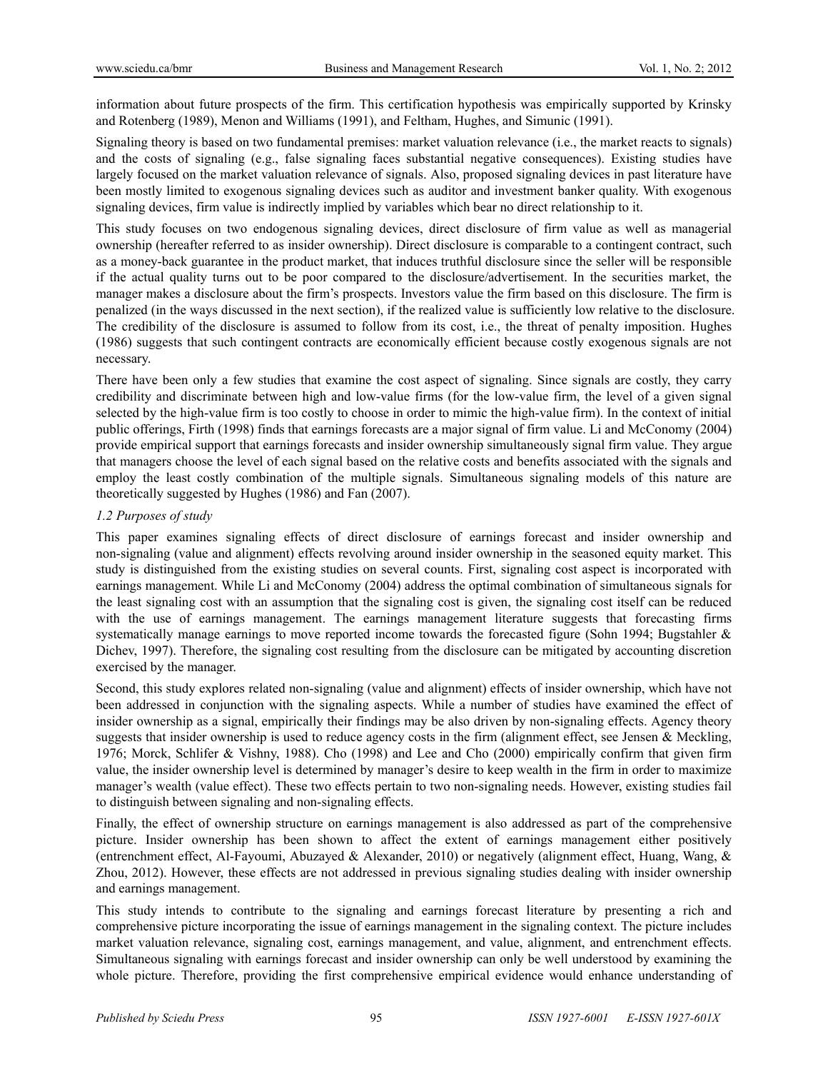information about future prospects of the firm. This certification hypothesis was empirically supported by Krinsky and Rotenberg (1989), Menon and Williams (1991), and Feltham, Hughes, and Simunic (1991).

Signaling theory is based on two fundamental premises: market valuation relevance (i.e., the market reacts to signals) and the costs of signaling (e.g., false signaling faces substantial negative consequences). Existing studies have largely focused on the market valuation relevance of signals. Also, proposed signaling devices in past literature have been mostly limited to exogenous signaling devices such as auditor and investment banker quality. With exogenous signaling devices, firm value is indirectly implied by variables which bear no direct relationship to it.

This study focuses on two endogenous signaling devices, direct disclosure of firm value as well as managerial ownership (hereafter referred to as insider ownership). Direct disclosure is comparable to a contingent contract, such as a money-back guarantee in the product market, that induces truthful disclosure since the seller will be responsible if the actual quality turns out to be poor compared to the disclosure/advertisement. In the securities market, the manager makes a disclosure about the firm's prospects. Investors value the firm based on this disclosure. The firm is penalized (in the ways discussed in the next section), if the realized value is sufficiently low relative to the disclosure. The credibility of the disclosure is assumed to follow from its cost, i.e., the threat of penalty imposition. Hughes (1986) suggests that such contingent contracts are economically efficient because costly exogenous signals are not necessary.

There have been only a few studies that examine the cost aspect of signaling. Since signals are costly, they carry credibility and discriminate between high and low-value firms (for the low-value firm, the level of a given signal selected by the high-value firm is too costly to choose in order to mimic the high-value firm). In the context of initial public offerings, Firth (1998) finds that earnings forecasts are a major signal of firm value. Li and McConomy (2004) provide empirical support that earnings forecasts and insider ownership simultaneously signal firm value. They argue that managers choose the level of each signal based on the relative costs and benefits associated with the signals and employ the least costly combination of the multiple signals. Simultaneous signaling models of this nature are theoretically suggested by Hughes (1986) and Fan (2007).

### *1.2 Purposes of study*

This paper examines signaling effects of direct disclosure of earnings forecast and insider ownership and non-signaling (value and alignment) effects revolving around insider ownership in the seasoned equity market. This study is distinguished from the existing studies on several counts. First, signaling cost aspect is incorporated with earnings management. While Li and McConomy (2004) address the optimal combination of simultaneous signals for the least signaling cost with an assumption that the signaling cost is given, the signaling cost itself can be reduced with the use of earnings management. The earnings management literature suggests that forecasting firms systematically manage earnings to move reported income towards the forecasted figure (Sohn 1994; Bugstahler & Dichev, 1997). Therefore, the signaling cost resulting from the disclosure can be mitigated by accounting discretion exercised by the manager.

Second, this study explores related non-signaling (value and alignment) effects of insider ownership, which have not been addressed in conjunction with the signaling aspects. While a number of studies have examined the effect of insider ownership as a signal, empirically their findings may be also driven by non-signaling effects. Agency theory suggests that insider ownership is used to reduce agency costs in the firm (alignment effect, see Jensen & Meckling, 1976; Morck, Schlifer & Vishny, 1988). Cho (1998) and Lee and Cho (2000) empirically confirm that given firm value, the insider ownership level is determined by manager's desire to keep wealth in the firm in order to maximize manager's wealth (value effect). These two effects pertain to two non-signaling needs. However, existing studies fail to distinguish between signaling and non-signaling effects.

Finally, the effect of ownership structure on earnings management is also addressed as part of the comprehensive picture. Insider ownership has been shown to affect the extent of earnings management either positively (entrenchment effect, Al-Fayoumi, Abuzayed & Alexander, 2010) or negatively (alignment effect, Huang, Wang, & Zhou, 2012). However, these effects are not addressed in previous signaling studies dealing with insider ownership and earnings management.

This study intends to contribute to the signaling and earnings forecast literature by presenting a rich and comprehensive picture incorporating the issue of earnings management in the signaling context. The picture includes market valuation relevance, signaling cost, earnings management, and value, alignment, and entrenchment effects. Simultaneous signaling with earnings forecast and insider ownership can only be well understood by examining the whole picture. Therefore, providing the first comprehensive empirical evidence would enhance understanding of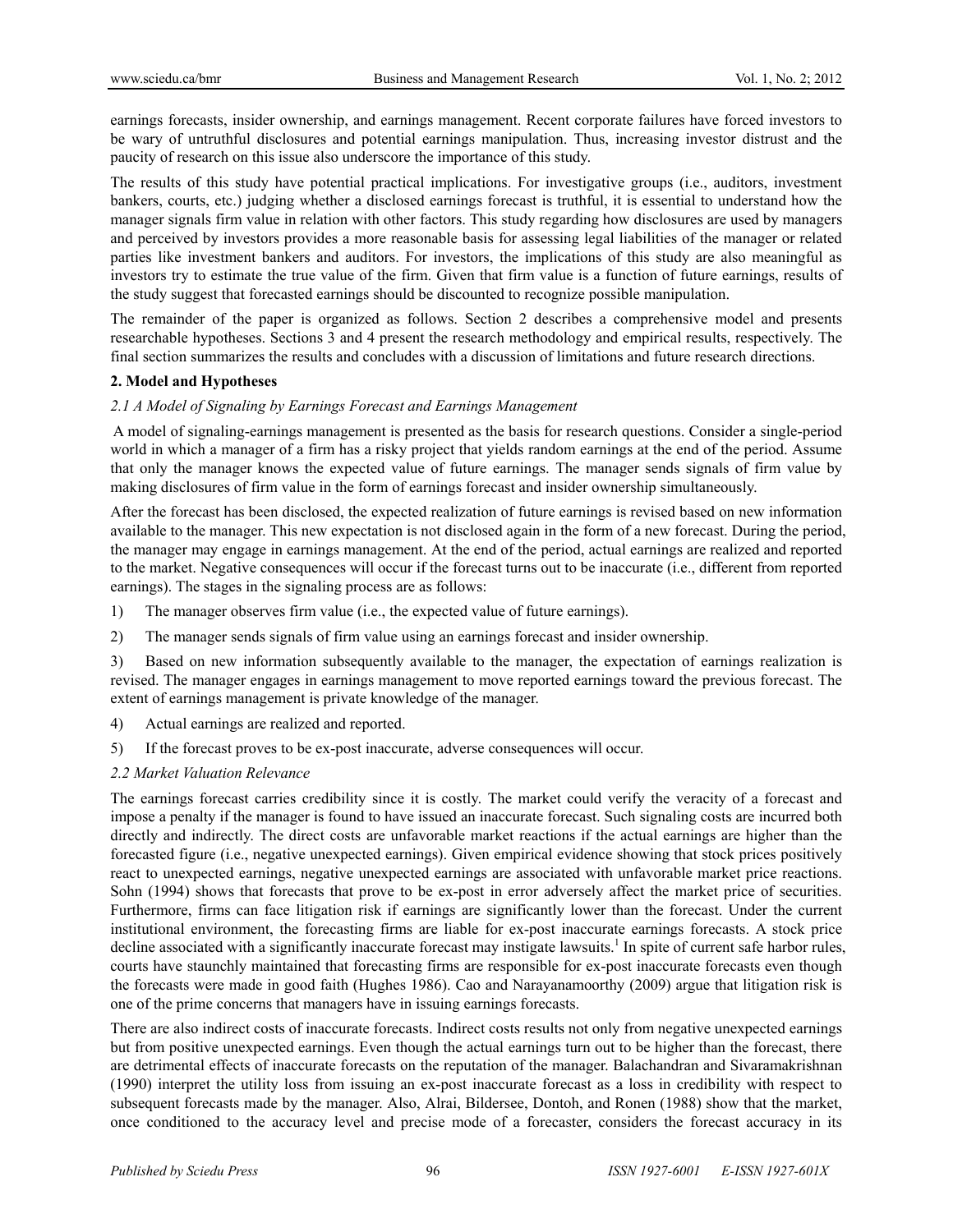earnings forecasts, insider ownership, and earnings management. Recent corporate failures have forced investors to be wary of untruthful disclosures and potential earnings manipulation. Thus, increasing investor distrust and the paucity of research on this issue also underscore the importance of this study.

The results of this study have potential practical implications. For investigative groups (i.e., auditors, investment bankers, courts, etc.) judging whether a disclosed earnings forecast is truthful, it is essential to understand how the manager signals firm value in relation with other factors. This study regarding how disclosures are used by managers and perceived by investors provides a more reasonable basis for assessing legal liabilities of the manager or related parties like investment bankers and auditors. For investors, the implications of this study are also meaningful as investors try to estimate the true value of the firm. Given that firm value is a function of future earnings, results of the study suggest that forecasted earnings should be discounted to recognize possible manipulation.

The remainder of the paper is organized as follows. Section 2 describes a comprehensive model and presents researchable hypotheses. Sections 3 and 4 present the research methodology and empirical results, respectively. The final section summarizes the results and concludes with a discussion of limitations and future research directions.

## 2. Model and Hypotheses

### *2.1 A Model of Signaling by Earnings Forecast and Earnings Management*

A model of signaling-earnings management is presented as the basis for research questions. Consider a single-period world in which a manager of a firm has a risky project that yields random earnings at the end of the period. Assume that only the manager knows the expected value of future earnings. The manager sends signals of firm value by making disclosures of firm value in the form of earnings forecast and insider ownership simultaneously.

After the forecast has been disclosed, the expected realization of future earnings is revised based on new information available to the manager. This new expectation is not disclosed again in the form of a new forecast. During the period, the manager may engage in earnings management. At the end of the period, actual earnings are realized and reported to the market. Negative consequences will occur if the forecast turns out to be inaccurate (i.e., different from reported earnings). The stages in the signaling process are as follows:

1) The manager observes firm value (i.e., the expected value of future earnings).

2) The manager sends signals of firm value using an earnings forecast and insider ownership.

3) Based on new information subsequently available to the manager, the expectation of earnings realization is revised. The manager engages in earnings management to move reported earnings toward the previous forecast. The extent of earnings management is private knowledge of the manager.

4) Actual earnings are realized and reported.

5) If the forecast proves to be ex-post inaccurate, adverse consequences will occur.

### *2.2 Market Valuation Relevance*

The earnings forecast carries credibility since it is costly. The market could verify the veracity of a forecast and impose a penalty if the manager is found to have issued an inaccurate forecast. Such signaling costs are incurred both directly and indirectly. The direct costs are unfavorable market reactions if the actual earnings are higher than the forecasted figure (i.e., negative unexpected earnings). Given empirical evidence showing that stock prices positively react to unexpected earnings, negative unexpected earnings are associated with unfavorable market price reactions. Sohn (1994) shows that forecasts that prove to be ex-post in error adversely affect the market price of securities. Furthermore, firms can face litigation risk if earnings are significantly lower than the forecast. Under the current institutional environment, the forecasting firms are liable for ex-post inaccurate earnings forecasts. A stock price decline associated with a significantly inaccurate forecast may instigate lawsuits.[1] In spite of current safe harbor rules, courts have staunchly maintained that forecasting firms are responsible for ex-post inaccurate forecasts even though the forecasts were made in good faith (Hughes 1986). Cao and Narayanamoorthy (2009) argue that litigation risk is one of the prime concerns that managers have in issuing earnings forecasts.

There are also indirect costs of inaccurate forecasts. Indirect costs results not only from negative unexpected earnings but from positive unexpected earnings. Even though the actual earnings turn out to be higher than the forecast, there are detrimental effects of inaccurate forecasts on the reputation of the manager. Balachandran and Sivaramakrishnan (1990) interpret the utility loss from issuing an ex-post inaccurate forecast as a loss in credibility with respect to subsequent forecasts made by the manager. Also, Alrai, Bildersee, Dontoh, and Ronen (1988) show that the market, once conditioned to the accuracy level and precise mode of a forecaster, considers the forecast accuracy in its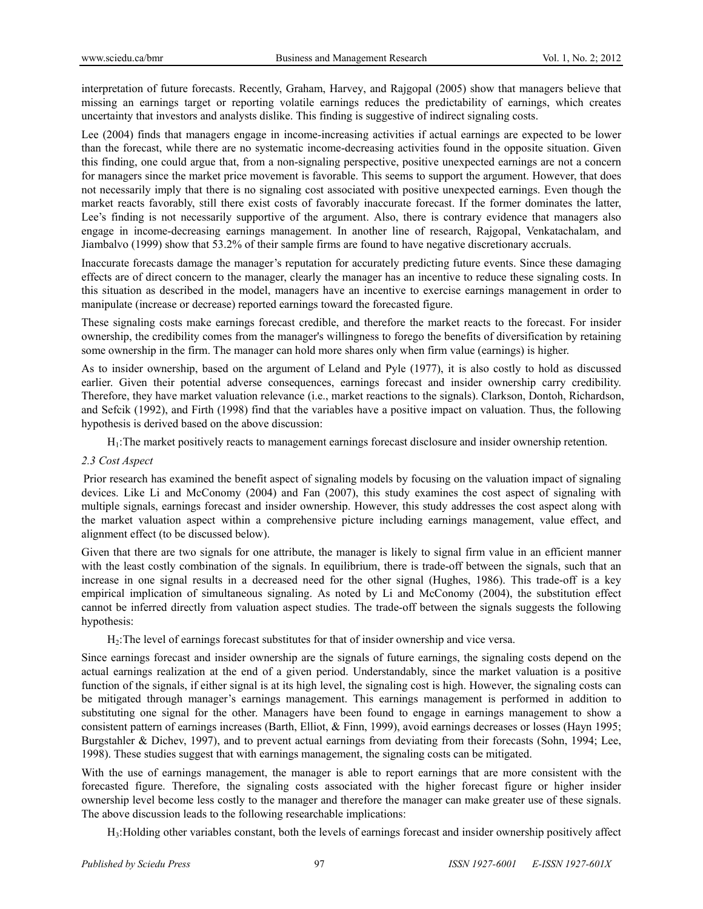interpretation of future forecasts. Recently, Graham, Harvey, and Rajgopal (2005) show that managers believe that missing an earnings target or reporting volatile earnings reduces the predictability of earnings, which creates uncertainty that investors and analysts dislike. This finding is suggestive of indirect signaling costs.

Lee (2004) finds that managers engage in income-increasing activities if actual earnings are expected to be lower than the forecast, while there are no systematic income-decreasing activities found in the opposite situation. Given this finding, one could argue that, from a non-signaling perspective, positive unexpected earnings are not a concern for managers since the market price movement is favorable. This seems to support the argument. However, that does not necessarily imply that there is no signaling cost associated with positive unexpected earnings. Even though the market reacts favorably, still there exist costs of favorably inaccurate forecast. If the former dominates the latter, Lee's finding is not necessarily supportive of the argument. Also, there is contrary evidence that managers also engage in income-decreasing earnings management. In another line of research, Rajgopal, Venkatachalam, and Jiambalvo (1999) show that 53.2% of their sample firms are found to have negative discretionary accruals.

Inaccurate forecasts damage the manager's reputation for accurately predicting future events. Since these damaging effects are of direct concern to the manager, clearly the manager has an incentive to reduce these signaling costs. In this situation as described in the model, managers have an incentive to exercise earnings management in order to manipulate (increase or decrease) reported earnings toward the forecasted figure.

These signaling costs make earnings forecast credible, and therefore the market reacts to the forecast. For insider ownership, the credibility comes from the manager's willingness to forego the benefits of diversification by retaining some ownership in the firm. The manager can hold more shares only when firm value (earnings) is higher.

As to insider ownership, based on the argument of Leland and Pyle (1977), it is also costly to hold as discussed earlier. Given their potential adverse consequences, earnings forecast and insider ownership carry credibility. Therefore, they have market valuation relevance (i.e., market reactions to the signals). Clarkson, Dontoh, Richardson, and Sefcik (1992), and Firth (1998) find that the variables have a positive impact on valuation. Thus, the following hypothesis is derived based on the above discussion:

$H_1$: The market positively reacts to management earnings forecast disclosure and insider ownership retention.

### 2.3 Cost Aspect

Prior research has examined the benefit aspect of signaling models by focusing on the valuation impact of signaling devices. Like Li and McConomy (2004) and Fan (2007), this study examines the cost aspect of signaling with multiple signals, earnings forecast and insider ownership. However, this study addresses the cost aspect along with the market valuation aspect within a comprehensive picture including earnings management, value effect, and alignment effect (to be discussed below).

Given that there are two signals for one attribute, the manager is likely to signal firm value in an efficient manner with the least costly combination of the signals. In equilibrium, there is trade-off between the signals, such that an increase in one signal results in a decreased need for the other signal (Hughes, 1986). This trade-off is a key empirical implication of simultaneous signaling. As noted by Li and McConomy (2004), the substitution effect cannot be inferred directly from valuation aspect studies. The trade-off between the signals suggests the following hypothesis:

$H_2$: The level of earnings forecast substitutes for that of insider ownership and vice versa.

Since earnings forecast and insider ownership are the signals of future earnings, the signaling costs depend on the actual earnings realization at the end of a given period. Understandably, since the market valuation is a positive function of the signals, if either signal is at its high level, the signaling cost is high. However, the signaling costs can be mitigated through manager's earnings management. This earnings management is performed in addition to substituting one signal for the other. Managers have been found to engage in earnings management to show a consistent pattern of earnings increases (Barth, Elliot, & Finn, 1999), avoid earnings decreases or losses (Hayn 1995; Burgstahler & Dichev, 1997), and to prevent actual earnings from deviating from their forecasts (Sohn, 1994; Lee, 1998). These studies suggest that with earnings management, the signaling costs can be mitigated.

With the use of earnings management, the manager is able to report earnings that are more consistent with the forecasted figure. Therefore, the signaling costs associated with the higher forecast figure or higher insider ownership level become less costly to the manager and therefore the manager can make greater use of these signals. The above discussion leads to the following researchable implications:

$H_3$: Holding other variables constant, both the levels of earnings forecast and insider ownership positively affect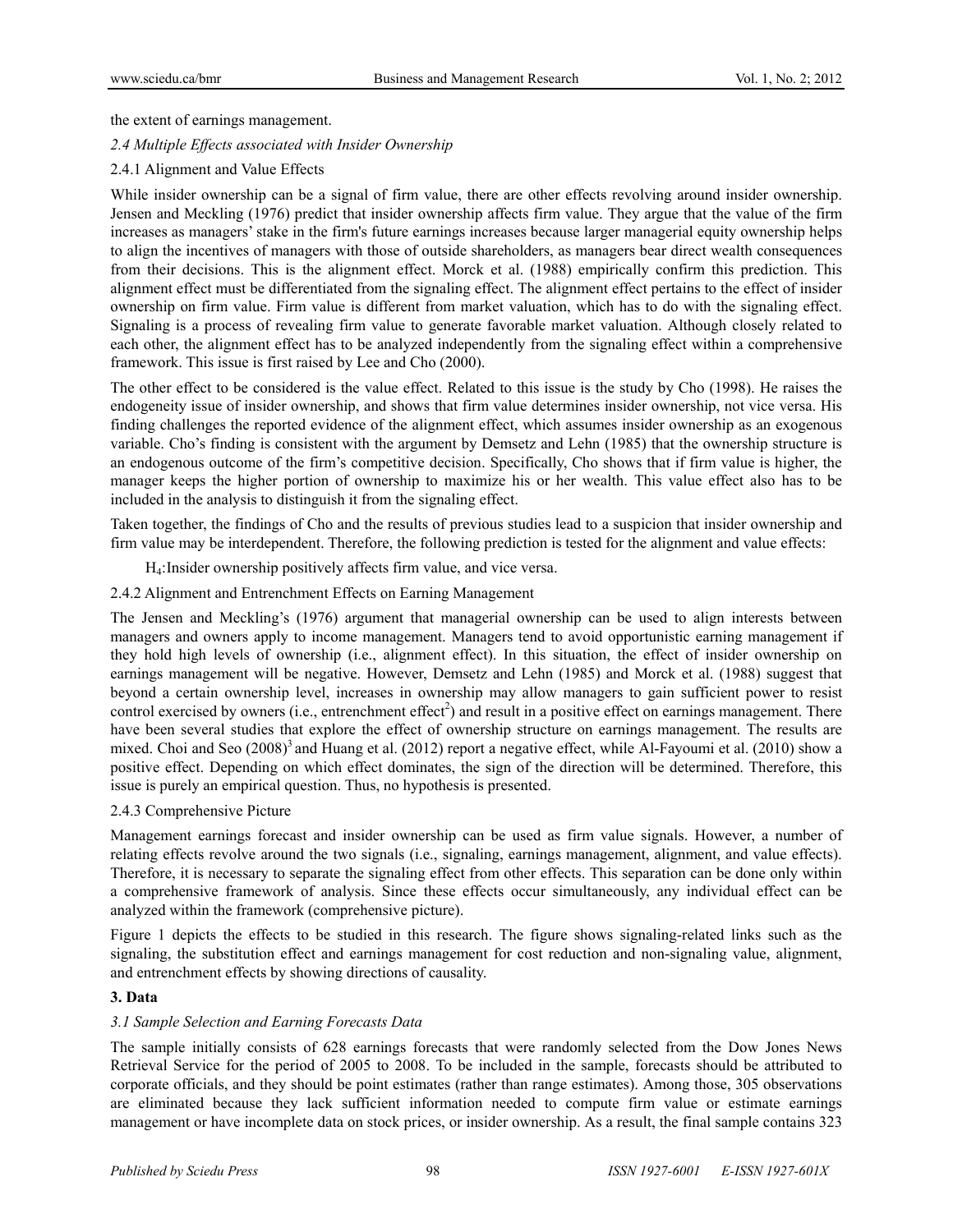the extent of earnings management.

### *2.4 Multiple Effects associated with Insider Ownership*

#### 2.4.1 Alignment and Value Effects

While insider ownership can be a signal of firm value, there are other effects revolving around insider ownership. Jensen and Meckling (1976) predict that insider ownership affects firm value. They argue that the value of the firm increases as managers' stake in the firm's future earnings increases because larger managerial equity ownership helps to align the incentives of managers with those of outside shareholders, as managers bear direct wealth consequences from their decisions. This is the alignment effect. Morck et al. (1988) empirically confirm this prediction. This alignment effect must be differentiated from the signaling effect. The alignment effect pertains to the effect of insider ownership on firm value. Firm value is different from market valuation, which has to do with the signaling effect. Signaling is a process of revealing firm value to generate favorable market valuation. Although closely related to each other, the alignment effect has to be analyzed independently from the signaling effect within a comprehensive framework. This issue is first raised by Lee and Cho (2000).

The other effect to be considered is the value effect. Related to this issue is the study by Cho (1998). He raises the endogeneity issue of insider ownership, and shows that firm value determines insider ownership, not vice versa. His finding challenges the reported evidence of the alignment effect, which assumes insider ownership as an exogenous variable. Cho's finding is consistent with the argument by Demsetz and Lehn (1985) that the ownership structure is an endogenous outcome of the firm's competitive decision. Specifically, Cho shows that if firm value is higher, the manager keeps the higher portion of ownership to maximize his or her wealth. This value effect also has to be included in the analysis to distinguish it from the signaling effect.

Taken together, the findings of Cho and the results of previous studies lead to a suspicion that insider ownership and firm value may be interdependent. Therefore, the following prediction is tested for the alignment and value effects:

$H_4$: Insider ownership positively affects firm value, and vice versa.

#### 2.4.2 Alignment and Entrenchment Effects on Earning Management

The Jensen and Meckling's (1976) argument that managerial ownership can be used to align interests between managers and owners apply to income management. Managers tend to avoid opportunistic earning management if they hold high levels of ownership (i.e., alignment effect). In this situation, the effect of insider ownership on earnings management will be negative. However, Demsetz and Lehn (1985) and Morck et al. (1988) suggest that beyond a certain ownership level, increases in ownership may allow managers to gain sufficient power to resist control exercised by owners (i.e., entrenchment effect[2]) and result in a positive effect on earnings management. There have been several studies that explore the effect of ownership structure on earnings management. The results are mixed. Choi and Seo (2008)[3] and Huang et al. (2012) report a negative effect, while Al-Fayoumi et al. (2010) show a positive effect. Depending on which effect dominates, the sign of the direction will be determined. Therefore, this issue is purely an empirical question. Thus, no hypothesis is presented.

#### 2.4.3 Comprehensive Picture

Management earnings forecast and insider ownership can be used as firm value signals. However, a number of relating effects revolve around the two signals (i.e., signaling, earnings management, alignment, and value effects). Therefore, it is necessary to separate the signaling effect from other effects. This separation can be done only within a comprehensive framework of analysis. Since these effects occur simultaneously, any individual effect can be analyzed within the framework (comprehensive picture).

Figure 1 depicts the effects to be studied in this research. The figure shows signaling-related links such as the signaling, the substitution effect and earnings management for cost reduction and non-signaling value, alignment, and entrenchment effects by showing directions of causality.

## 3. Data

### *3.1 Sample Selection and Earning Forecasts Data*

The sample initially consists of 628 earnings forecasts that were randomly selected from the Dow Jones News Retrieval Service for the period of 2005 to 2008. To be included in the sample, forecasts should be attributed to corporate officials, and they should be point estimates (rather than range estimates). Among those, 305 observations are eliminated because they lack sufficient information needed to compute firm value or estimate earnings management or have incomplete data on stock prices, or insider ownership. As a result, the final sample contains 323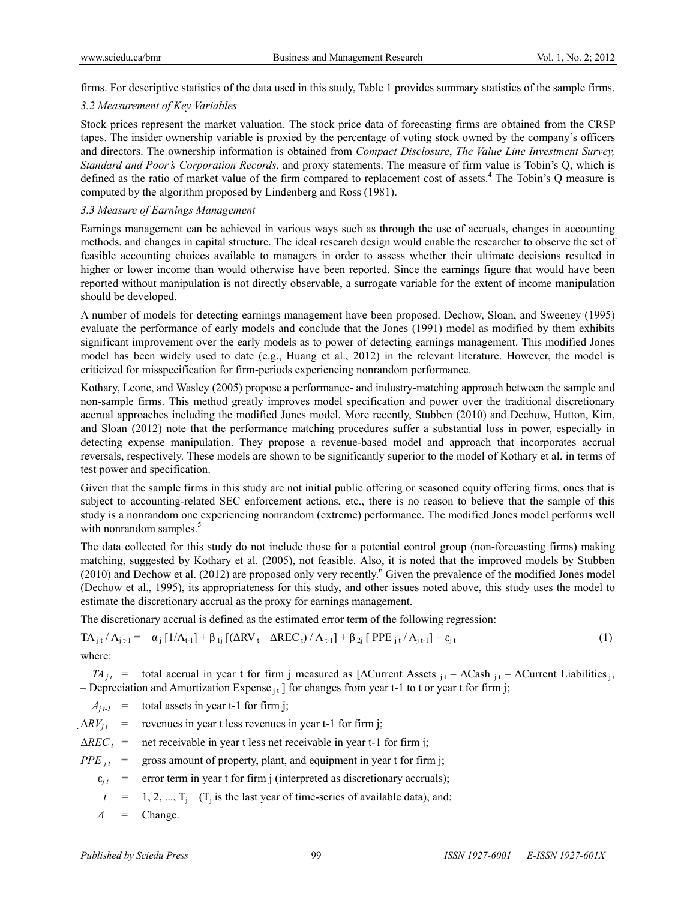firms. For descriptive statistics of the data used in this study, Table 1 provides summary statistics of the sample firms.

### *3.2 Measurement of Key Variables*

Stock prices represent the market valuation. The stock price data of forecasting firms are obtained from the CRSP tapes. The insider ownership variable is proxied by the percentage of voting stock owned by the company's officers and directors. The ownership information is obtained from *Compact Disclosure*, *The Value Line Investment Survey, Standard and Poor's Corporation Records,* and proxy statements. The measure of firm value is Tobin's Q, which is defined as the ratio of market value of the firm compared to replacement cost of assets.[4] The Tobin's Q measure is computed by the algorithm proposed by Lindenberg and Ross (1981).

### *3.3 Measure of Earnings Management*

Earnings management can be achieved in various ways such as through the use of accruals, changes in accounting methods, and changes in capital structure. The ideal research design would enable the researcher to observe the set of feasible accounting choices available to managers in order to assess whether their ultimate decisions resulted in higher or lower income than would otherwise have been reported. Since the earnings figure that would have been reported without manipulation is not directly observable, a surrogate variable for the extent of income manipulation should be developed.

A number of models for detecting earnings management have been proposed. Dechow, Sloan, and Sweeney (1995) evaluate the performance of early models and conclude that the Jones (1991) model as modified by them exhibits significant improvement over the early models as to power of detecting earnings management. This modified Jones model has been widely used to date (e.g., Huang et al., 2012) in the relevant literature. However, the model is criticized for misspecification for firm-periods experiencing nonrandom performance.

Kothary, Leone, and Wasley (2005) propose a performance- and industry-matching approach between the sample and non-sample firms. This method greatly improves model specification and power over the traditional discretionary accrual approaches including the modified Jones model. More recently, Stubben (2010) and Dechow, Hutton, Kim, and Sloan (2012) note that the performance matching procedures suffer a substantial loss in power, especially in detecting expense manipulation. They propose a revenue-based model and approach that incorporates accrual reversals, respectively. These models are shown to be significantly superior to the model of Kothary et al. in terms of test power and specification.

Given that the sample firms in this study are not initial public offering or seasoned equity offering firms, ones that is subject to accounting-related SEC enforcement actions, etc., there is no reason to believe that the sample of this study is a nonrandom one experiencing nonrandom (extreme) performance. The modified Jones model performs well with nonrandom samples.[5]

The data collected for this study do not include those for a potential control group (non-forecasting firms) making matching, suggested by Kothary et al. (2005), not feasible. Also, it is noted that the improved models by Stubben (2010) and Dechow et al. (2012) are proposed only very recently.[6] Given the prevalence of the modified Jones model (Dechow et al., 1995), its appropriateness for this study, and other issues noted above, this study uses the model to estimate the discretionary accrual as the proxy for earnings management.

The discretionary accrual is defined as the estimated error term of the following regression:

$$TA_{jt} / A_{jt-1} = \alpha_j [1/A_{t-1}] + \beta_{1j} [(\Delta RV_t - \Delta REC_t) / A_{t-1}] + \beta_{2j} [PPE_{jt} / A_{jt-1}] + \varepsilon_{jt} \tag{1}$$

where:

$TA_{jt}$ = total accrual in year t for firm j measured as [$\Delta$Current Assets $_{jt}$ – $\Delta$Cash $_{jt}$ – $\Delta$Current Liabilities $_{jt}$ – Depreciation and Amortization Expense $_{jt}$] for changes from year t-1 to t or year t for firm j;

$A_{jt-1}$ = total assets in year t-1 for firm j;

$\Delta RV_{jt}$ = revenues in year t less revenues in year t-1 for firm j;

$\Delta REC_t$ = net receivable in year t less net receivable in year t-1 for firm j;

$PPE_{jt}$ = gross amount of property, plant, and equipment in year t for firm j;

$\varepsilon_{jt}$ = error term in year t for firm j (interpreted as discretionary accruals);

$t$ = 1, 2, ..., $T_j$ ($T_j$ is the last year of time-series of available data), and;

$\Delta$ = Change.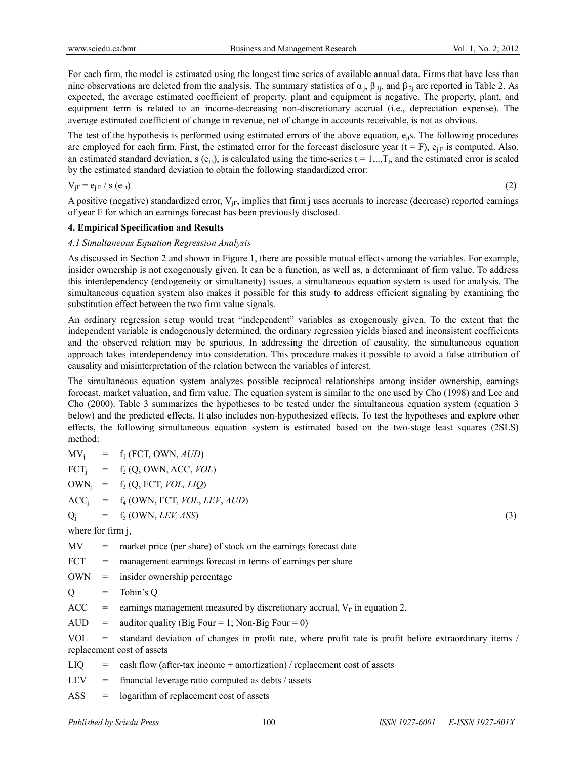For each firm, the model is estimated using the longest time series of available annual data. Firms that have less than nine observations are deleted from the analysis. The summary statistics of $\alpha_j$, $\beta_{1j}$, and $\beta_{2j}$ are reported in Table 2. As expected, the average estimated coefficient of property, plant and equipment is negative. The property, plant, and equipment term is related to an income-decreasing non-discretionary accrual (i.e., depreciation expense). The average estimated coefficient of change in revenue, net of change in accounts receivable, is not as obvious.

The test of the hypothesis is performed using estimated errors of the above equation, $e_{jt}$s. The following procedures are employed for each firm. First, the estimated error for the forecast disclosure year (t = F), $e_{jF}$ is computed. Also, an estimated standard deviation, s ($e_{jt}$), is calculated using the time-series t = 1,..,$T_j$, and the estimated error is scaled by the estimated standard deviation to obtain the following standardized error:

$$V_{jF} = e_{jF} / s(e_{jt}) \tag{2}$$

A positive (negative) standardized error, $V_{jF}$, implies that firm j uses accruals to increase (decrease) reported earnings of year F for which an earnings forecast has been previously disclosed.

## 4. Empirical Specification and Results

### *4.1 Simultaneous Equation Regression Analysis*

As discussed in Section 2 and shown in Figure 1, there are possible mutual effects among the variables. For example, insider ownership is not exogenously given. It can be a function, as well as, a determinant of firm value. To address this interdependency (endogeneity or simultaneity) issues, a simultaneous equation system is used for analysis. The simultaneous equation system also makes it possible for this study to address efficient signaling by examining the substitution effect between the two firm value signals.

An ordinary regression setup would treat "independent" variables as exogenously given. To the extent that the independent variable is endogenously determined, the ordinary regression yields biased and inconsistent coefficients and the observed relation may be spurious. In addressing the direction of causality, the simultaneous equation approach takes interdependency into consideration. This procedure makes it possible to avoid a false attribution of causality and misinterpretation of the relation between the variables of interest.

The simultaneous equation system analyzes possible reciprocal relationships among insider ownership, earnings forecast, market valuation, and firm value. The equation system is similar to the one used by Cho (1998) and Lee and Cho (2000). Table 3 summarizes the hypotheses to be tested under the simultaneous equation system (equation 3 below) and the predicted effects. It also includes non-hypothesized effects. To test the hypotheses and explore other effects, the following simultaneous equation system is estimated based on the two-stage least squares (2SLS) method:

$$\begin{aligned}
MV_j &= f_1(FCT, OWN, \mathit{AUD}) \\
FCT_j &= f_2(Q, OWN, ACC, \mathit{VOL}) \\
OWN_j &= f_3(Q, FCT, \mathit{VOL}, \mathit{LIQ}) \\
ACC_j &= f_4(OWN, FCT, \mathit{VOL}, \mathit{LEV}, \mathit{AUD}) \\
Q_j &= f_5(OWN, \mathit{LEV}, \mathit{ASS})
\end{aligned} \tag{3}$$

where for firm j,

MV = market price (per share) of stock on the earnings forecast date

FCT = management earnings forecast in terms of earnings per share

OWN = insider ownership percentage

Q = Tobin's Q

ACC = earnings management measured by discretionary accrual, $V_F$ in equation 2.

AUD = auditor quality (Big Four = 1; Non-Big Four = 0)

VOL = standard deviation of changes in profit rate, where profit rate is profit before extraordinary items / replacement cost of assets

LIQ = cash flow (after-tax income + amortization) / replacement cost of assets

LEV = financial leverage ratio computed as debts / assets

ASS = logarithm of replacement cost of assets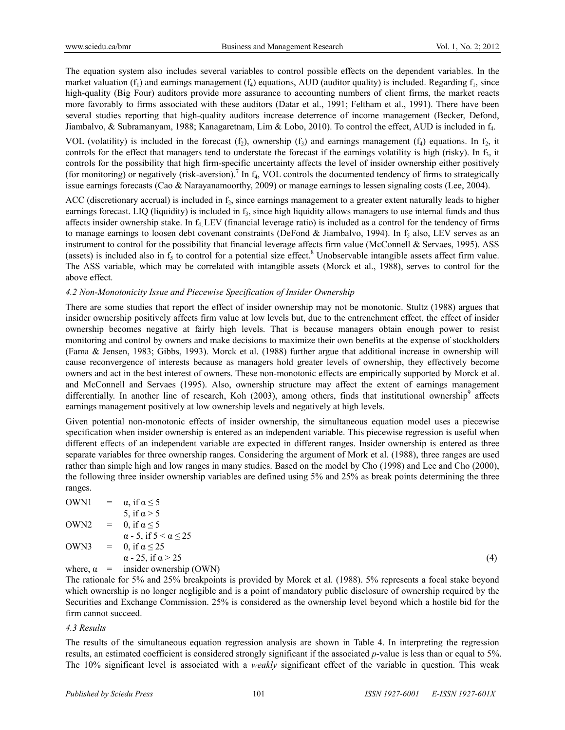The equation system also includes several variables to control possible effects on the dependent variables. In the market valuation ($f_1$) and earnings management ($f_4$) equations, AUD (auditor quality) is included. Regarding $f_1$, since high-quality (Big Four) auditors provide more assurance to accounting numbers of client firms, the market reacts more favorably to firms associated with these auditors (Datar et al., 1991; Feltham et al., 1991). There have been several studies reporting that high-quality auditors increase deterrence of income management (Becker, Defond, Jiambalvo, & Subramanyam, 1988; Kanagaretnam, Lim & Lobo, 2010). To control the effect, AUD is included in $f_4$.

VOL (volatility) is included in the forecast ($f_2$), ownership ($f_3$) and earnings management ($f_4$) equations. In $f_2$, it controls for the effect that managers tend to understate the forecast if the earnings volatility is high (risky). In $f_3$, it controls for the possibility that high firm-specific uncertainty affects the level of insider ownership either positively (for monitoring) or negatively (risk-aversion).[7] In $f_4$, VOL controls the documented tendency of firms to strategically issue earnings forecasts (Cao & Narayanamoorthy, 2009) or manage earnings to lessen signaling costs (Lee, 2004).

ACC (discretionary accrual) is included in $f_2$, since earnings management to a greater extent naturally leads to higher earnings forecast. LIQ (liquidity) is included in $f_3$, since high liquidity allows managers to use internal funds and thus affects insider ownership stake. In $f_4$, LEV (financial leverage ratio) is included as a control for the tendency of firms to manage earnings to loosen debt covenant constraints (DeFond & Jiambalvo, 1994). In $f_5$ also, LEV serves as an instrument to control for the possibility that financial leverage affects firm value (McConnell & Servaes, 1995). ASS (assets) is included also in $f_5$ to control for a potential size effect.[8] Unobservable intangible assets affect firm value. The ASS variable, which may be correlated with intangible assets (Morck et al., 1988), serves to control for the above effect.

### *4.2 Non-Monotonicity Issue and Piecewise Specification of Insider Ownership*

There are some studies that report the effect of insider ownership may not be monotonic. Stultz (1988) argues that insider ownership positively affects firm value at low levels but, due to the entrenchment effect, the effect of insider ownership becomes negative at fairly high levels. That is because managers obtain enough power to resist monitoring and control by owners and make decisions to maximize their own benefits at the expense of stockholders (Fama & Jensen, 1983; Gibbs, 1993). Morck et al. (1988) further argue that additional increase in ownership will cause reconvergence of interests because as managers hold greater levels of ownership, they effectively become owners and act in the best interest of owners. These non-monotonic effects are empirically supported by Morck et al. and McConnell and Servaes (1995). Also, ownership structure may affect the extent of earnings management differentially. In another line of research, Koh (2003), among others, finds that institutional ownership[9] affects earnings management positively at low ownership levels and negatively at high levels.

Given potential non-monotonic effects of insider ownership, the simultaneous equation model uses a piecewise specification when insider ownership is entered as an independent variable. This piecewise regression is useful when different effects of an independent variable are expected in different ranges. Insider ownership is entered as three separate variables for three ownership ranges. Considering the argument of Mork et al. (1988), three ranges are used rather than simple high and low ranges in many studies. Based on the model by Cho (1998) and Lee and Cho (2000), the following three insider ownership variables are defined using 5% and 25% as break points determining the three ranges.

$$
\begin{aligned}
OWN1 &= \alpha, \text{ if } \alpha \le 5 \\
&\quad\; 5, \text{ if } \alpha > 5 \\
OWN2 &= 0, \text{ if } \alpha \le 5 \\
&\quad\; \alpha - 5, \text{ if } 5 < \alpha \le 25 \\
OWN3 &= 0, \text{ if } \alpha \le 25 \\
&\quad\; \alpha - 25, \text{ if } \alpha > 25
\end{aligned} \tag{4}
$$

where, $\alpha$ = insider ownership (OWN)

The rationale for 5% and 25% breakpoints is provided by Morck et al. (1988). 5% represents a focal stake beyond which ownership is no longer negligible and is a point of mandatory public disclosure of ownership required by the Securities and Exchange Commission. 25% is considered as the ownership level beyond which a hostile bid for the firm cannot succeed.

### *4.3 Results*

The results of the simultaneous equation regression analysis are shown in Table 4. In interpreting the regression results, an estimated coefficient is considered strongly significant if the associated $p$-value is less than or equal to 5%. The 10% significant level is associated with a *weakly* significant effect of the variable in question. This weak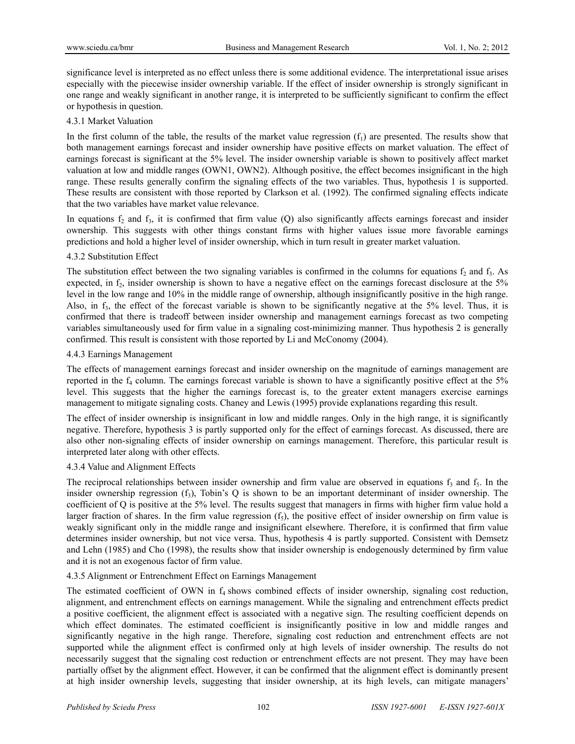significance level is interpreted as no effect unless there is some additional evidence. The interpretational issue arises especially with the piecewise insider ownership variable. If the effect of insider ownership is strongly significant in one range and weakly significant in another range, it is interpreted to be sufficiently significant to confirm the effect or hypothesis in question.

#### 4.3.1 Market Valuation

In the first column of the table, the results of the market value regression ($f_1$) are presented. The results show that both management earnings forecast and insider ownership have positive effects on market valuation. The effect of earnings forecast is significant at the 5% level. The insider ownership variable is shown to positively affect market valuation at low and middle ranges (OWN1, OWN2). Although positive, the effect becomes insignificant in the high range. These results generally confirm the signaling effects of the two variables. Thus, hypothesis 1 is supported. These results are consistent with those reported by Clarkson et al. (1992). The confirmed signaling effects indicate that the two variables have market value relevance.

In equations $f_2$ and $f_3$, it is confirmed that firm value (Q) also significantly affects earnings forecast and insider ownership. This suggests with other things constant firms with higher values issue more favorable earnings predictions and hold a higher level of insider ownership, which in turn result in greater market valuation.

#### 4.3.2 Substitution Effect

The substitution effect between the two signaling variables is confirmed in the columns for equations $f_2$ and $f_3$. As expected, in $f_2$, insider ownership is shown to have a negative effect on the earnings forecast disclosure at the 5% level in the low range and 10% in the middle range of ownership, although insignificantly positive in the high range. Also, in $f_3$, the effect of the forecast variable is shown to be significantly negative at the 5% level. Thus, it is confirmed that there is tradeoff between insider ownership and management earnings forecast as two competing variables simultaneously used for firm value in a signaling cost-minimizing manner. Thus hypothesis 2 is generally confirmed. This result is consistent with those reported by Li and McConomy (2004).

#### 4.4.3 Earnings Management

The effects of management earnings forecast and insider ownership on the magnitude of earnings management are reported in the $f_4$ column. The earnings forecast variable is shown to have a significantly positive effect at the 5% level. This suggests that the higher the earnings forecast is, to the greater extent managers exercise earnings management to mitigate signaling costs. Chaney and Lewis (1995) provide explanations regarding this result.

The effect of insider ownership is insignificant in low and middle ranges. Only in the high range, it is significantly negative. Therefore, hypothesis 3 is partly supported only for the effect of earnings forecast. As discussed, there are also other non-signaling effects of insider ownership on earnings management. Therefore, this particular result is interpreted later along with other effects.

#### 4.3.4 Value and Alignment Effects

The reciprocal relationships between insider ownership and firm value are observed in equations $f_3$ and $f_5$. In the insider ownership regression ($f_3$), Tobin's Q is shown to be an important determinant of insider ownership. The coefficient of Q is positive at the 5% level. The results suggest that managers in firms with higher firm value hold a larger fraction of shares. In the firm value regression ($f_5$), the positive effect of insider ownership on firm value is weakly significant only in the middle range and insignificant elsewhere. Therefore, it is confirmed that firm value determines insider ownership, but not vice versa. Thus, hypothesis 4 is partly supported. Consistent with Demsetz and Lehn (1985) and Cho (1998), the results show that insider ownership is endogenously determined by firm value and it is not an exogenous factor of firm value.

#### 4.3.5 Alignment or Entrenchment Effect on Earnings Management

The estimated coefficient of OWN in $f_4$ shows combined effects of insider ownership, signaling cost reduction, alignment, and entrenchment effects on earnings management. While the signaling and entrenchment effects predict a positive coefficient, the alignment effect is associated with a negative sign. The resulting coefficient depends on which effect dominates. The estimated coefficient is insignificantly positive in low and middle ranges and significantly negative in the high range. Therefore, signaling cost reduction and entrenchment effects are not supported while the alignment effect is confirmed only at high levels of insider ownership. The results do not necessarily suggest that the signaling cost reduction or entrenchment effects are not present. They may have been partially offset by the alignment effect. However, it can be confirmed that the alignment effect is dominantly present at high insider ownership levels, suggesting that insider ownership, at its high levels, can mitigate managers'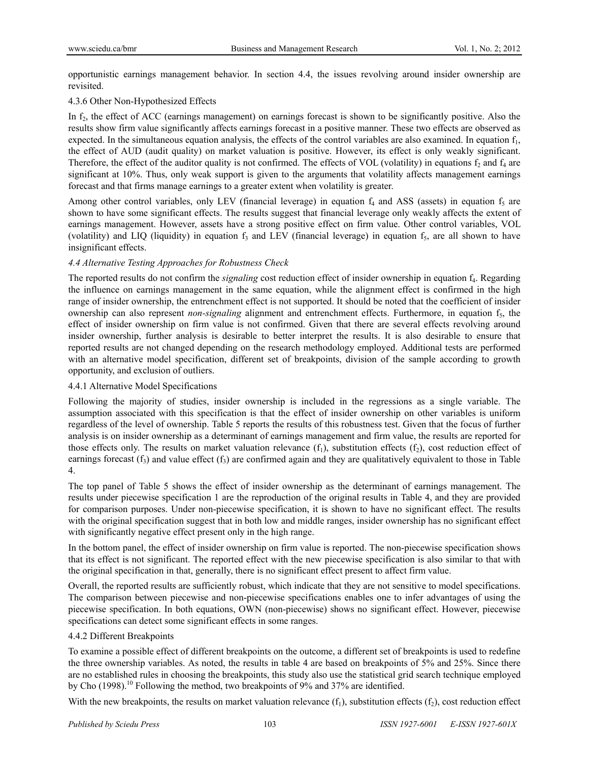opportunistic earnings management behavior. In section 4.4, the issues revolving around insider ownership are revisited.

#### 4.3.6 Other Non-Hypothesized Effects

In $f_2$, the effect of ACC (earnings management) on earnings forecast is shown to be significantly positive. Also the results show firm value significantly affects earnings forecast in a positive manner. These two effects are observed as expected. In the simultaneous equation analysis, the effects of the control variables are also examined. In equation $f_1$, the effect of AUD (audit quality) on market valuation is positive. However, its effect is only weakly significant. Therefore, the effect of the auditor quality is not confirmed. The effects of VOL (volatility) in equations $f_2$ and $f_4$ are significant at 10%. Thus, only weak support is given to the arguments that volatility affects management earnings forecast and that firms manage earnings to a greater extent when volatility is greater.

Among other control variables, only LEV (financial leverage) in equation $f_4$ and ASS (assets) in equation $f_5$ are shown to have some significant effects. The results suggest that financial leverage only weakly affects the extent of earnings management. However, assets have a strong positive effect on firm value. Other control variables, VOL (volatility) and LIQ (liquidity) in equation $f_3$ and LEV (financial leverage) in equation $f_5$, are all shown to have insignificant effects.

### *4.4 Alternative Testing Approaches for Robustness Check*

The reported results do not confirm the *signaling* cost reduction effect of insider ownership in equation $f_4$. Regarding the influence on earnings management in the same equation, while the alignment effect is confirmed in the high range of insider ownership, the entrenchment effect is not supported. It should be noted that the coefficient of insider ownership can also represent *non-signaling* alignment and entrenchment effects. Furthermore, in equation $f_5$, the effect of insider ownership on firm value is not confirmed. Given that there are several effects revolving around insider ownership, further analysis is desirable to better interpret the results. It is also desirable to ensure that reported results are not changed depending on the research methodology employed. Additional tests are performed with an alternative model specification, different set of breakpoints, division of the sample according to growth opportunity, and exclusion of outliers.

#### 4.4.1 Alternative Model Specifications

Following the majority of studies, insider ownership is included in the regressions as a single variable. The assumption associated with this specification is that the effect of insider ownership on other variables is uniform regardless of the level of ownership. Table 5 reports the results of this robustness test. Given that the focus of further analysis is on insider ownership as a determinant of earnings management and firm value, the results are reported for those effects only. The results on market valuation relevance ($f_1$), substitution effects ($f_2$), cost reduction effect of earnings forecast ($f_3$) and value effect ($f_3$) are confirmed again and they are qualitatively equivalent to those in Table 4.

The top panel of Table 5 shows the effect of insider ownership as the determinant of earnings management. The results under piecewise specification 1 are the reproduction of the original results in Table 4, and they are provided for comparison purposes. Under non-piecewise specification, it is shown to have no significant effect. The results with the original specification suggest that in both low and middle ranges, insider ownership has no significant effect with significantly negative effect present only in the high range.

In the bottom panel, the effect of insider ownership on firm value is reported. The non-piecewise specification shows that its effect is not significant. The reported effect with the new piecewise specification is also similar to that with the original specification in that, generally, there is no significant effect present to affect firm value.

Overall, the reported results are sufficiently robust, which indicate that they are not sensitive to model specifications. The comparison between piecewise and non-piecewise specifications enables one to infer advantages of using the piecewise specification. In both equations, OWN (non-piecewise) shows no significant effect. However, piecewise specifications can detect some significant effects in some ranges.

#### 4.4.2 Different Breakpoints

To examine a possible effect of different breakpoints on the outcome, a different set of breakpoints is used to redefine the three ownership variables. As noted, the results in table 4 are based on breakpoints of 5% and 25%. Since there are no established rules in choosing the breakpoints, this study also use the statistical grid search technique employed by Cho (1998).[10] Following the method, two breakpoints of 9% and 37% are identified.

With the new breakpoints, the results on market valuation relevance ($f_1$), substitution effects ($f_2$), cost reduction effect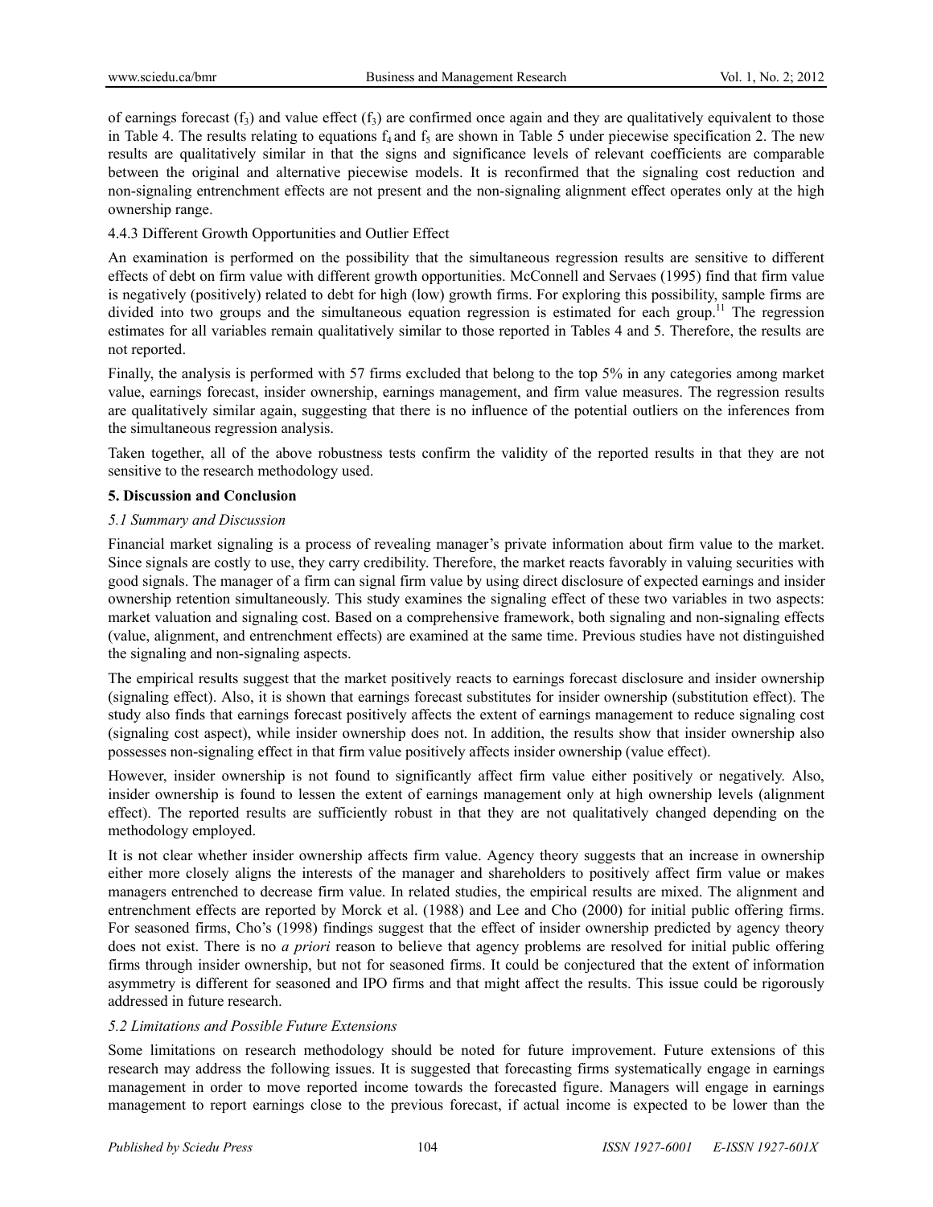of earnings forecast ($f_3$) and value effect ($f_3$) are confirmed once again and they are qualitatively equivalent to those in Table 4. The results relating to equations $f_4$ and $f_5$ are shown in Table 5 under piecewise specification 2. The new results are qualitatively similar in that the signs and significance levels of relevant coefficients are comparable between the original and alternative piecewise models. It is reconfirmed that the signaling cost reduction and non-signaling entrenchment effects are not present and the non-signaling alignment effect operates only at the high ownership range.

4.4.3 Different Growth Opportunities and Outlier Effect

An examination is performed on the possibility that the simultaneous regression results are sensitive to different effects of debt on firm value with different growth opportunities. McConnell and Servaes (1995) find that firm value is negatively (positively) related to debt for high (low) growth firms. For exploring this possibility, sample firms are divided into two groups and the simultaneous equation regression is estimated for each group.[11] The regression estimates for all variables remain qualitatively similar to those reported in Tables 4 and 5. Therefore, the results are not reported.

Finally, the analysis is performed with 57 firms excluded that belong to the top 5% in any categories among market value, earnings forecast, insider ownership, earnings management, and firm value measures. The regression results are qualitatively similar again, suggesting that there is no influence of the potential outliers on the inferences from the simultaneous regression analysis.

Taken together, all of the above robustness tests confirm the validity of the reported results in that they are not sensitive to the research methodology used.

## 5. Discussion and Conclusion

### *5.1 Summary and Discussion*

Financial market signaling is a process of revealing manager's private information about firm value to the market. Since signals are costly to use, they carry credibility. Therefore, the market reacts favorably in valuing securities with good signals. The manager of a firm can signal firm value by using direct disclosure of expected earnings and insider ownership retention simultaneously. This study examines the signaling effect of these two variables in two aspects: market valuation and signaling cost. Based on a comprehensive framework, both signaling and non-signaling effects (value, alignment, and entrenchment effects) are examined at the same time. Previous studies have not distinguished the signaling and non-signaling aspects.

The empirical results suggest that the market positively reacts to earnings forecast disclosure and insider ownership (signaling effect). Also, it is shown that earnings forecast substitutes for insider ownership (substitution effect). The study also finds that earnings forecast positively affects the extent of earnings management to reduce signaling cost (signaling cost aspect), while insider ownership does not. In addition, the results show that insider ownership also possesses non-signaling effect in that firm value positively affects insider ownership (value effect).

However, insider ownership is not found to significantly affect firm value either positively or negatively. Also, insider ownership is found to lessen the extent of earnings management only at high ownership levels (alignment effect). The reported results are sufficiently robust in that they are not qualitatively changed depending on the methodology employed.

It is not clear whether insider ownership affects firm value. Agency theory suggests that an increase in ownership either more closely aligns the interests of the manager and shareholders to positively affect firm value or makes managers entrenched to decrease firm value. In related studies, the empirical results are mixed. The alignment and entrenchment effects are reported by Morck et al. (1988) and Lee and Cho (2000) for initial public offering firms. For seasoned firms, Cho's (1998) findings suggest that the effect of insider ownership predicted by agency theory does not exist. There is no *a priori* reason to believe that agency problems are resolved for initial public offering firms through insider ownership, but not for seasoned firms. It could be conjectured that the extent of information asymmetry is different for seasoned and IPO firms and that might affect the results. This issue could be rigorously addressed in future research.

### *5.2 Limitations and Possible Future Extensions*

Some limitations on research methodology should be noted for future improvement. Future extensions of this research may address the following issues. It is suggested that forecasting firms systematically engage in earnings management in order to move reported income towards the forecasted figure. Managers will engage in earnings management to report earnings close to the previous forecast, if actual income is expected to be lower than the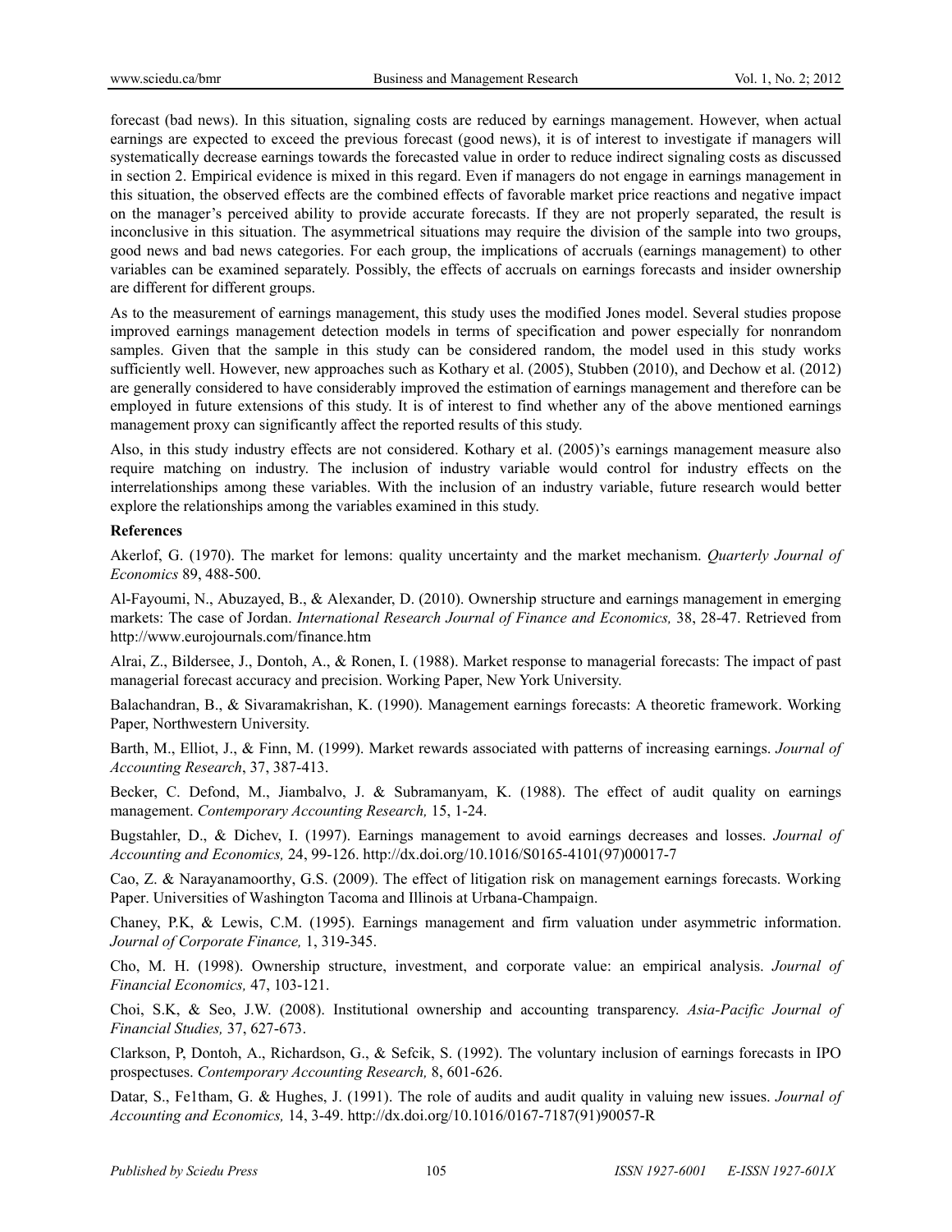forecast (bad news). In this situation, signaling costs are reduced by earnings management. However, when actual earnings are expected to exceed the previous forecast (good news), it is of interest to investigate if managers will systematically decrease earnings towards the forecasted value in order to reduce indirect signaling costs as discussed in section 2. Empirical evidence is mixed in this regard. Even if managers do not engage in earnings management in this situation, the observed effects are the combined effects of favorable market price reactions and negative impact on the manager's perceived ability to provide accurate forecasts. If they are not properly separated, the result is inconclusive in this situation. The asymmetrical situations may require the division of the sample into two groups, good news and bad news categories. For each group, the implications of accruals (earnings management) to other variables can be examined separately. Possibly, the effects of accruals on earnings forecasts and insider ownership are different for different groups.

As to the measurement of earnings management, this study uses the modified Jones model. Several studies propose improved earnings management detection models in terms of specification and power especially for nonrandom samples. Given that the sample in this study can be considered random, the model used in this study works sufficiently well. However, new approaches such as Kothary et al. (2005), Stubben (2010), and Dechow et al. (2012) are generally considered to have considerably improved the estimation of earnings management and therefore can be employed in future extensions of this study. It is of interest to find whether any of the above mentioned earnings management proxy can significantly affect the reported results of this study.

Also, in this study industry effects are not considered. Kothary et al. (2005)'s earnings management measure also require matching on industry. The inclusion of industry variable would control for industry effects on the interrelationships among these variables. With the inclusion of an industry variable, future research would better explore the relationships among the variables examined in this study.

**References**

Akerlof, G. (1970). The market for lemons: quality uncertainty and the market mechanism. *Quarterly Journal of Economics* 89, 488-500.

Al-Fayoumi, N., Abuzayed, B., & Alexander, D. (2010). Ownership structure and earnings management in emerging markets: The case of Jordan. *International Research Journal of Finance and Economics,* 38, 28-47. Retrieved from http://www.eurojournals.com/finance.htm

Alrai, Z., Bildersee, J., Dontoh, A., & Ronen, I. (1988). Market response to managerial forecasts: The impact of past managerial forecast accuracy and precision. Working Paper, New York University.

Balachandran, B., & Sivaramakrishan, K. (1990). Management earnings forecasts: A theoretic framework. Working Paper, Northwestern University.

Barth, M., Elliot, J., & Finn, M. (1999). Market rewards associated with patterns of increasing earnings. *Journal of Accounting Research*, 37, 387-413.

Becker, C. Defond, M., Jiambalvo, J. & Subramanyam, K. (1988). The effect of audit quality on earnings management. *Contemporary Accounting Research,* 15, 1-24.

Bugstahler, D., & Dichev, I. (1997). Earnings management to avoid earnings decreases and losses. *Journal of Accounting and Economics,* 24, 99-126. http://dx.doi.org/10.1016/S0165-4101(97)00017-7

Cao, Z. & Narayanamoorthy, G.S. (2009). The effect of litigation risk on management earnings forecasts. Working Paper. Universities of Washington Tacoma and Illinois at Urbana-Champaign.

Chaney, P.K, & Lewis, C.M. (1995). Earnings management and firm valuation under asymmetric information. *Journal of Corporate Finance,* 1, 319-345.

Cho, M. H. (1998). Ownership structure, investment, and corporate value: an empirical analysis. *Journal of Financial Economics,* 47, 103-121.

Choi, S.K, & Seo, J.W. (2008). Institutional ownership and accounting transparency. *Asia-Pacific Journal of Financial Studies,* 37, 627-673.

Clarkson, P, Dontoh, A., Richardson, G., & Sefcik, S. (1992). The voluntary inclusion of earnings forecasts in IPO prospectuses. *Contemporary Accounting Research,* 8, 601-626.

Datar, S., Fe1tham, G. & Hughes, J. (1991). The role of audits and audit quality in valuing new issues. *Journal of Accounting and Economics,* 14, 3-49. http://dx.doi.org/10.1016/0167-7187(91)90057-R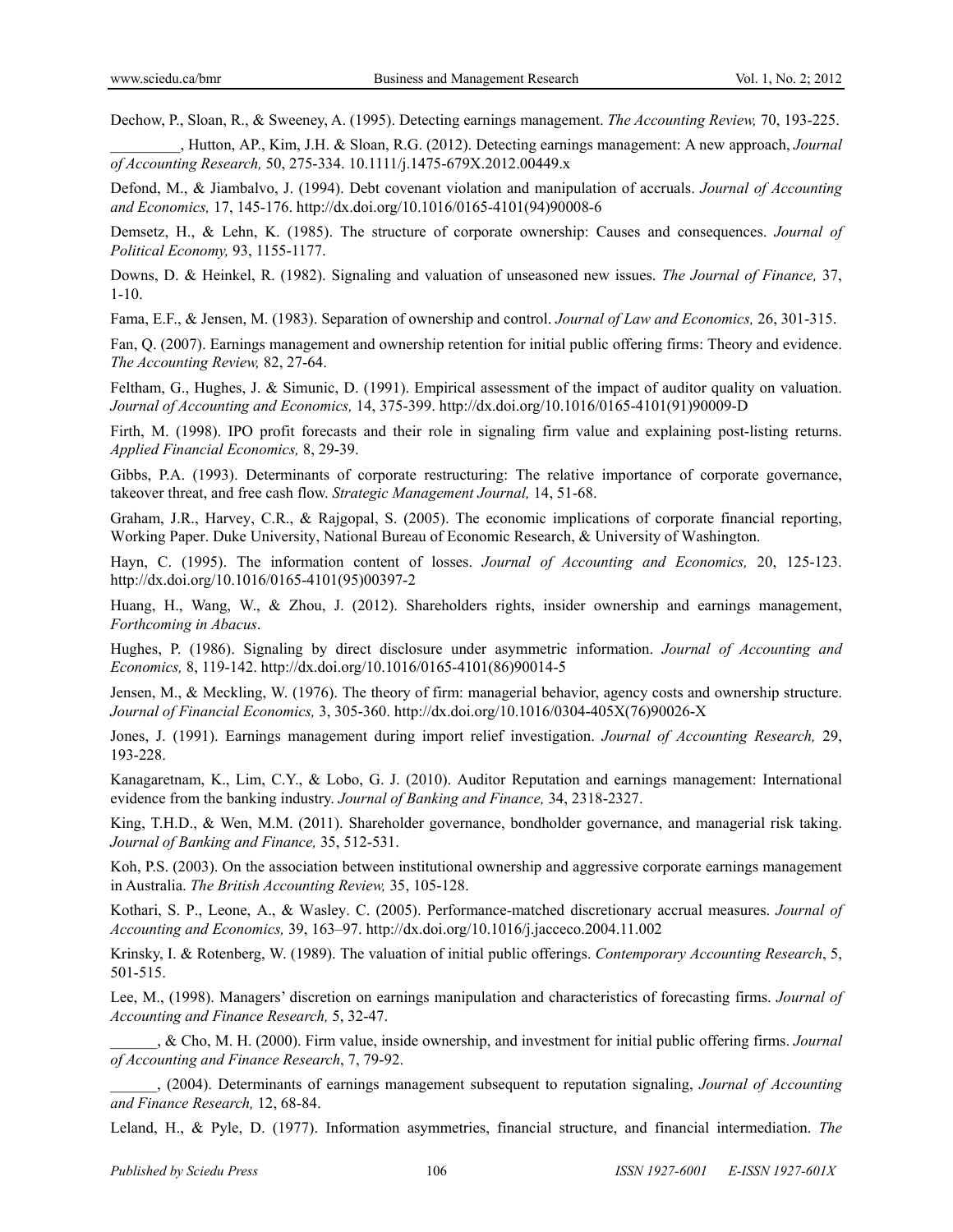Dechow, P., Sloan, R., & Sweeney, A. (1995). Detecting earnings management. *The Accounting Review,* 70, 193-225.

_________, Hutton, AP., Kim, J.H. & Sloan, R.G. (2012). Detecting earnings management: A new approach, *Journal of Accounting Research,* 50, 275-334. 10.1111/j.1475-679X.2012.00449.x

Defond, M., & Jiambalvo, J. (1994). Debt covenant violation and manipulation of accruals. *Journal of Accounting and Economics,* 17, 145-176. http://dx.doi.org/10.1016/0165-4101(94)90008-6

Demsetz, H., & Lehn, K. (1985). The structure of corporate ownership: Causes and consequences. *Journal of Political Economy,* 93, 1155-1177.

Downs, D. & Heinkel, R. (1982). Signaling and valuation of unseasoned new issues. *The Journal of Finance,* 37, 1-10.

Fama, E.F., & Jensen, M. (1983). Separation of ownership and control. *Journal of Law and Economics,* 26, 301-315.

Fan, Q. (2007). Earnings management and ownership retention for initial public offering firms: Theory and evidence. *The Accounting Review,* 82, 27-64.

Feltham, G., Hughes, J. & Simunic, D. (1991). Empirical assessment of the impact of auditor quality on valuation. *Journal of Accounting and Economics,* 14, 375-399. http://dx.doi.org/10.1016/0165-4101(91)90009-D

Firth, M. (1998). IPO profit forecasts and their role in signaling firm value and explaining post-listing returns. *Applied Financial Economics,* 8, 29-39.

Gibbs, P.A. (1993). Determinants of corporate restructuring: The relative importance of corporate governance, takeover threat, and free cash flow. *Strategic Management Journal,* 14, 51-68.

Graham, J.R., Harvey, C.R., & Rajgopal, S. (2005). The economic implications of corporate financial reporting, Working Paper. Duke University, National Bureau of Economic Research, & University of Washington.

Hayn, C. (1995). The information content of losses. *Journal of Accounting and Economics,* 20, 125-123. http://dx.doi.org/10.1016/0165-4101(95)00397-2

Huang, H., Wang, W., & Zhou, J. (2012). Shareholders rights, insider ownership and earnings management, *Forthcoming in Abacus*.

Hughes, P. (1986). Signaling by direct disclosure under asymmetric information. *Journal of Accounting and Economics,* 8, 119-142. http://dx.doi.org/10.1016/0165-4101(86)90014-5

Jensen, M., & Meckling, W. (1976). The theory of firm: managerial behavior, agency costs and ownership structure. *Journal of Financial Economics,* 3, 305-360. http://dx.doi.org/10.1016/0304-405X(76)90026-X

Jones, J. (1991). Earnings management during import relief investigation. *Journal of Accounting Research,* 29, 193-228.

Kanagaretnam, K., Lim, C.Y., & Lobo, G. J. (2010). Auditor Reputation and earnings management: International evidence from the banking industry. *Journal of Banking and Finance,* 34, 2318-2327.

King, T.H.D., & Wen, M.M. (2011). Shareholder governance, bondholder governance, and managerial risk taking. *Journal of Banking and Finance,* 35, 512-531.

Koh, P.S. (2003). On the association between institutional ownership and aggressive corporate earnings management in Australia. *The British Accounting Review,* 35, 105-128.

Kothari, S. P., Leone, A., & Wasley. C. (2005). Performance-matched discretionary accrual measures. *Journal of Accounting and Economics,* 39, 163–97. http://dx.doi.org/10.1016/j.jacceco.2004.11.002

Krinsky, I. & Rotenberg, W. (1989). The valuation of initial public offerings. *Contemporary Accounting Research*, 5, 501-515.

Lee, M., (1998). Managers' discretion on earnings manipulation and characteristics of forecasting firms. *Journal of Accounting and Finance Research,* 5, 32-47.

______, & Cho, M. H. (2000). Firm value, inside ownership, and investment for initial public offering firms. *Journal of Accounting and Finance Research*, 7, 79-92.

______, (2004). Determinants of earnings management subsequent to reputation signaling, *Journal of Accounting and Finance Research,* 12, 68-84.

Leland, H., & Pyle, D. (1977). Information asymmetries, financial structure, and financial intermediation. *The*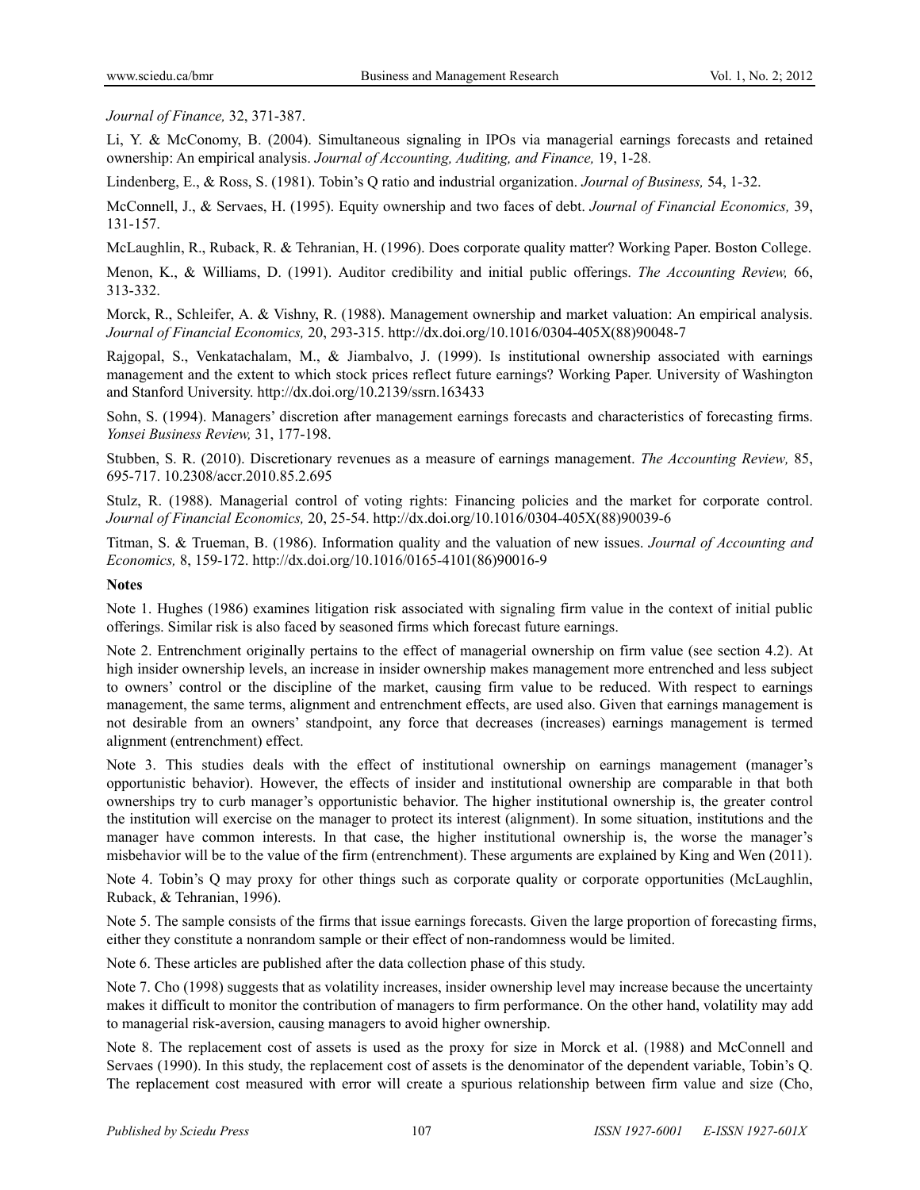*Journal of Finance,* 32, 371-387.

Li, Y. & McConomy, B. (2004). Simultaneous signaling in IPOs via managerial earnings forecasts and retained ownership: An empirical analysis. *Journal of Accounting, Auditing, and Finance,* 19, 1-28.

Lindenberg, E., & Ross, S. (1981). Tobin's Q ratio and industrial organization. *Journal of Business,* 54, 1-32.

McConnell, J., & Servaes, H. (1995). Equity ownership and two faces of debt. *Journal of Financial Economics,* 39, 131-157.

McLaughlin, R., Ruback, R. & Tehranian, H. (1996). Does corporate quality matter? Working Paper. Boston College.

Menon, K., & Williams, D. (1991). Auditor credibility and initial public offerings. *The Accounting Review,* 66, 313-332.

Morck, R., Schleifer, A. & Vishny, R. (1988). Management ownership and market valuation: An empirical analysis. *Journal of Financial Economics,* 20, 293-315. http://dx.doi.org/10.1016/0304-405X(88)90048-7

Rajgopal, S., Venkatachalam, M., & Jiambalvo, J. (1999). Is institutional ownership associated with earnings management and the extent to which stock prices reflect future earnings? Working Paper. University of Washington and Stanford University. http://dx.doi.org/10.2139/ssrn.163433

Sohn, S. (1994). Managers' discretion after management earnings forecasts and characteristics of forecasting firms. *Yonsei Business Review,* 31, 177-198.

Stubben, S. R. (2010). Discretionary revenues as a measure of earnings management. *The Accounting Review,* 85, 695-717. 10.2308/accr.2010.85.2.695

Stulz, R. (1988). Managerial control of voting rights: Financing policies and the market for corporate control. *Journal of Financial Economics,* 20, 25-54. http://dx.doi.org/10.1016/0304-405X(88)90039-6

Titman, S. & Trueman, B. (1986). Information quality and the valuation of new issues. *Journal of Accounting and Economics,* 8, 159-172. http://dx.doi.org/10.1016/0165-4101(86)90016-9

**Notes**

Note 1. Hughes (1986) examines litigation risk associated with signaling firm value in the context of initial public offerings. Similar risk is also faced by seasoned firms which forecast future earnings.

Note 2. Entrenchment originally pertains to the effect of managerial ownership on firm value (see section 4.2). At high insider ownership levels, an increase in insider ownership makes management more entrenched and less subject to owners' control or the discipline of the market, causing firm value to be reduced. With respect to earnings management, the same terms, alignment and entrenchment effects, are used also. Given that earnings management is not desirable from an owners' standpoint, any force that decreases (increases) earnings management is termed alignment (entrenchment) effect.

Note 3. This studies deals with the effect of institutional ownership on earnings management (manager's opportunistic behavior). However, the effects of insider and institutional ownership are comparable in that both ownerships try to curb manager's opportunistic behavior. The higher institutional ownership is, the greater control the institution will exercise on the manager to protect its interest (alignment). In some situation, institutions and the manager have common interests. In that case, the higher institutional ownership is, the worse the manager's misbehavior will be to the value of the firm (entrenchment). These arguments are explained by King and Wen (2011).

Note 4. Tobin's Q may proxy for other things such as corporate quality or corporate opportunities (McLaughlin, Ruback, & Tehranian, 1996).

Note 5. The sample consists of the firms that issue earnings forecasts. Given the large proportion of forecasting firms, either they constitute a nonrandom sample or their effect of non-randomness would be limited.

Note 6. These articles are published after the data collection phase of this study.

Note 7. Cho (1998) suggests that as volatility increases, insider ownership level may increase because the uncertainty makes it difficult to monitor the contribution of managers to firm performance. On the other hand, volatility may add to managerial risk-aversion, causing managers to avoid higher ownership.

Note 8. The replacement cost of assets is used as the proxy for size in Morck et al. (1988) and McConnell and Servaes (1990). In this study, the replacement cost of assets is the denominator of the dependent variable, Tobin's Q. The replacement cost measured with error will create a spurious relationship between firm value and size (Cho,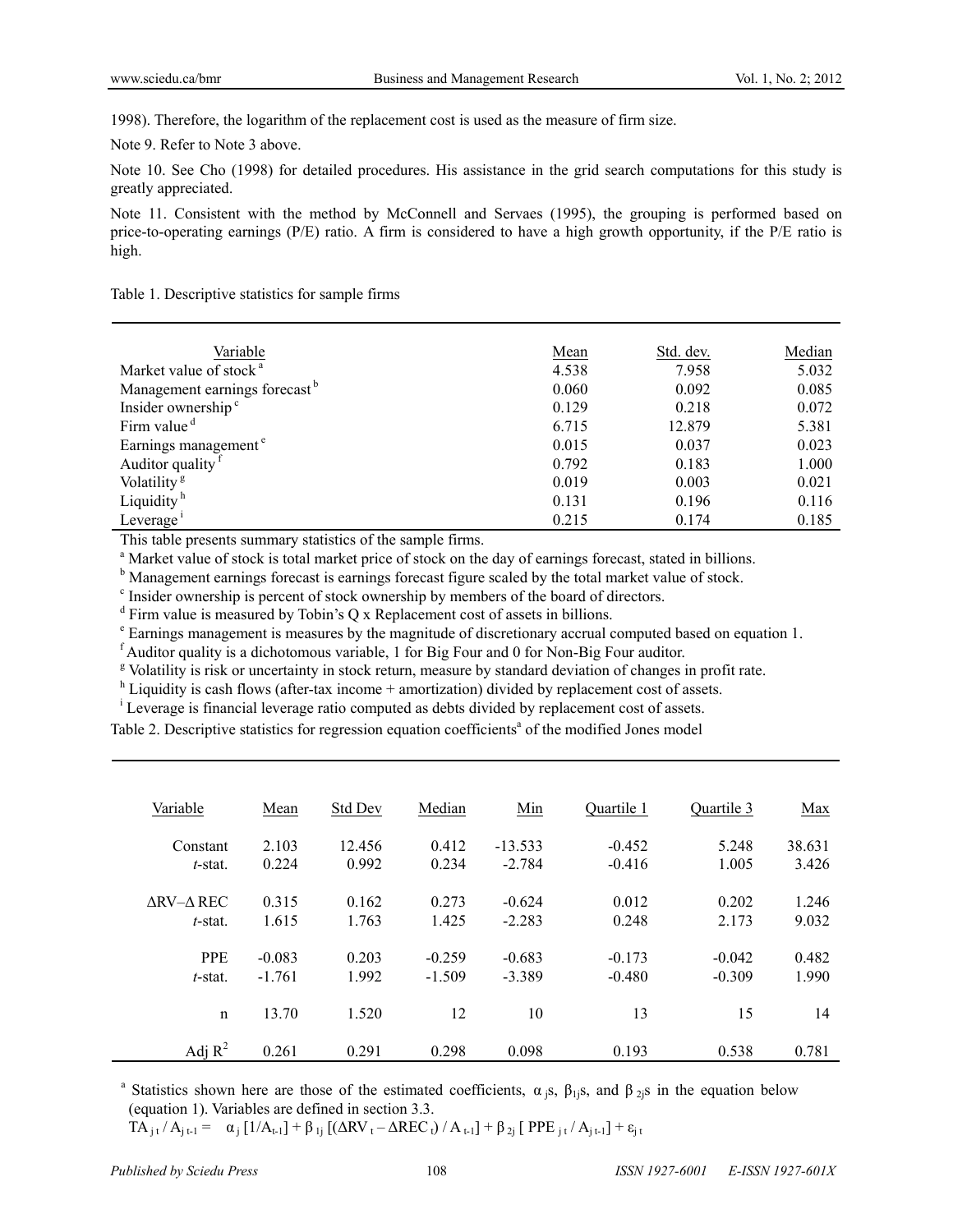1998). Therefore, the logarithm of the replacement cost is used as the measure of firm size.

Note 9. Refer to Note 3 above.

Note 10. See Cho (1998) for detailed procedures. His assistance in the grid search computations for this study is greatly appreciated.

Note 11. Consistent with the method by McConnell and Servaes (1995), the grouping is performed based on price-to-operating earnings (P/E) ratio. A firm is considered to have a high growth opportunity, if the P/E ratio is high.

Table 1. Descriptive statistics for sample firms

| Variable | Mean | Std. dev. | Median |
|---|---|---|---|
| Market value of stock [a] | 4.538 | 7.958 | 5.032 |
| Management earnings forecast [b] | 0.060 | 0.092 | 0.085 |
| Insider ownership [c] | 0.129 | 0.218 | 0.072 |
| Firm value [d] | 6.715 | 12.879 | 5.381 |
| Earnings management [e] | 0.015 | 0.037 | 0.023 |
| Auditor quality [f] | 0.792 | 0.183 | 1.000 |
| Volatility [g] | 0.019 | 0.003 | 0.021 |
| Liquidity [h] | 0.131 | 0.196 | 0.116 |
| Leverage [i] | 0.215 | 0.174 | 0.185 |

This table presents summary statistics of the sample firms.

[a] Market value of stock is total market price of stock on the day of earnings forecast, stated in billions.

[b] Management earnings forecast is earnings forecast figure scaled by the total market value of stock.

[c] Insider ownership is percent of stock ownership by members of the board of directors.

[d] Firm value is measured by Tobin's Q x Replacement cost of assets in billions.

[e] Earnings management is measures by the magnitude of discretionary accrual computed based on equation 1.

[f] Auditor quality is a dichotomous variable, 1 for Big Four and 0 for Non-Big Four auditor.

[g] Volatility is risk or uncertainty in stock return, measure by standard deviation of changes in profit rate.

[h] Liquidity is cash flows (after-tax income + amortization) divided by replacement cost of assets.

[i] Leverage is financial leverage ratio computed as debts divided by replacement cost of assets.

Table 2. Descriptive statistics for regression equation coefficients[a] of the modified Jones model

| Variable | Mean | Std Dev | Median | Min | Quartile 1 | Quartile 3 | Max |
|---|---|---|---|---|---|---|---|
| Constant | 2.103 | 12.456 | 0.412 | -13.533 | -0.452 | 5.248 | 38.631 |
| *t*-stat. | 0.224 | 0.992 | 0.234 | -2.784 | -0.416 | 1.005 | 3.426 |
| $\Delta$RV–$\Delta$ REC | 0.315 | 0.162 | 0.273 | -0.624 | 0.012 | 0.202 | 1.246 |
| *t*-stat. | 1.615 | 1.763 | 1.425 | -2.283 | 0.248 | 2.173 | 9.032 |
| PPE | -0.083 | 0.203 | -0.259 | -0.683 | -0.173 | -0.042 | 0.482 |
| *t*-stat. | -1.761 | 1.992 | -1.509 | -3.389 | -0.480 | -0.309 | 1.990 |
| n | 13.70 | 1.520 | 12 | 10 | 13 | 15 | 14 |
| Adj $R^2$ | 0.261 | 0.291 | 0.298 | 0.098 | 0.193 | 0.538 | 0.781 |

[a] Statistics shown here are those of the estimated coefficients, $\alpha_j$s, $\beta_{1j}$s, and $\beta_{2j}$s in the equation below (equation 1). Variables are defined in section 3.3.

$$TA_{jt} / A_{jt-1} = \alpha_j [1/A_{t-1}] + \beta_{1j} [(\Delta RV_t - \Delta REC_t) / A_{t-1}] + \beta_{2j} [PPE_{jt} / A_{jt-1}] + \varepsilon_{jt}$$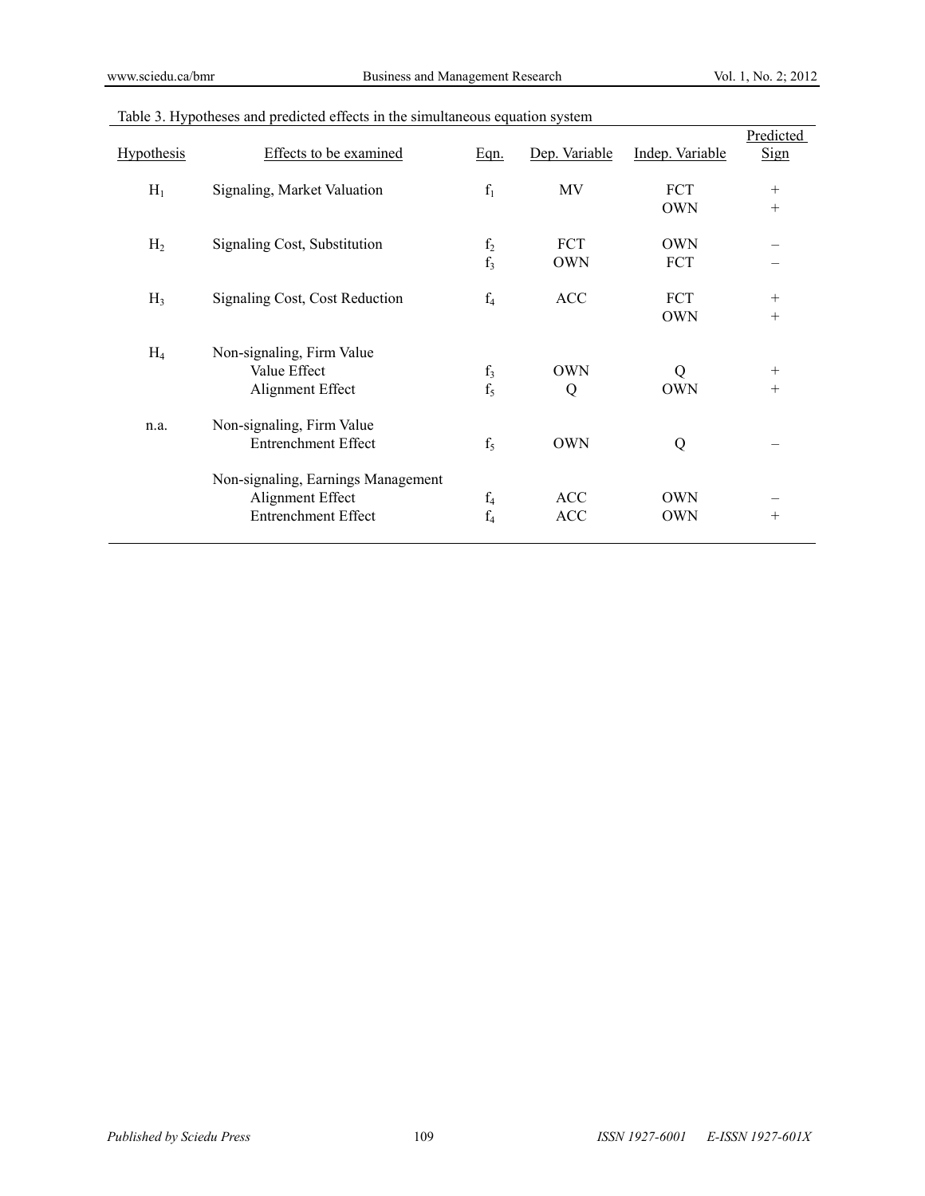Table 3. Hypotheses and predicted effects in the simultaneous equation system

| Hypothesis | Effects to be examined | Eqn. | Dep. Variable | Indep. Variable | Predicted Sign |
|---|---|---|---|---|---|
| $H_1$ | Signaling, Market Valuation | $f_1$ | MV | FCT | + |
| | | | | OWN | + |
| $H_2$ | Signaling Cost, Substitution | $f_2$ | FCT | OWN | – |
| | | $f_3$ | OWN | FCT | – |
| $H_3$ | Signaling Cost, Cost Reduction | $f_4$ | ACC | FCT | + |
| | | | | OWN | + |
| $H_4$ | Non-signaling, Firm Value | | | | |
| | Value Effect | $f_3$ | OWN | Q | + |
| | Alignment Effect | $f_5$ | Q | OWN | + |
| n.a. | Non-signaling, Firm Value | | | | |
| | Entrenchment Effect | $f_5$ | OWN | Q | – |
| | Non-signaling, Earnings Management | | | | |
| | Alignment Effect | $f_4$ | ACC | OWN | – |
| | Entrenchment Effect | $f_4$ | ACC | OWN | + |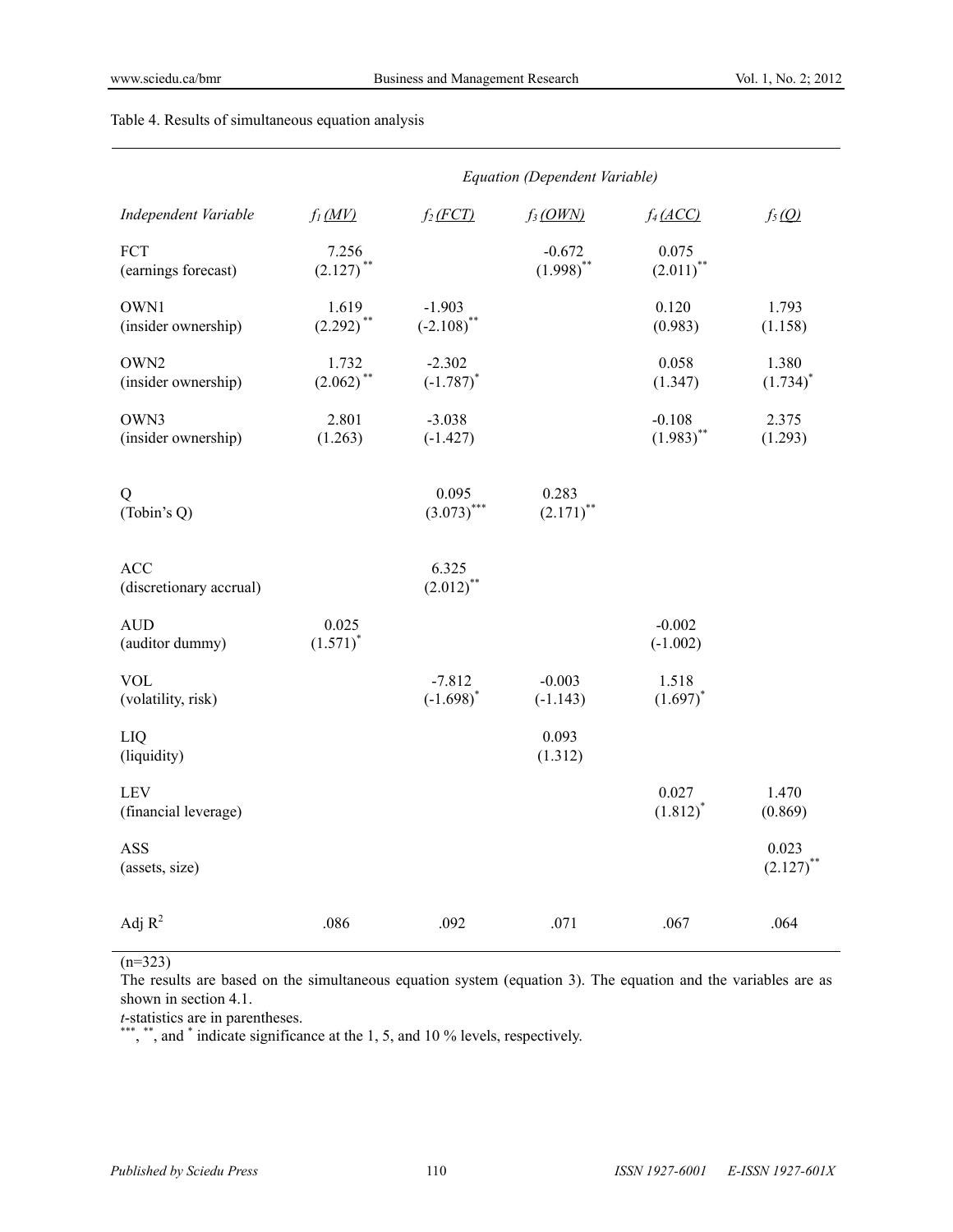Table 4. Results of simultaneous equation analysis

| | *Equation (Dependent Variable)* | | | | |
|---|---|---|---|---|---|
| *Independent Variable* | $f_1$ (MV) | $f_2$ (FCT) | $f_3$ (OWN) | $f_4$ (ACC) | $f_5$ (Q) |
| FCT (earnings forecast) | 7.256 $(2.127)^{**}$ | | -0.672 $(1.998)^{**}$ | 0.075 $(2.011)^{**}$ | |
| OWN1 (insider ownership) | 1.619 $(2.292)^{**}$ | -1.903 $(-2.108)^{**}$ | | 0.120 (0.983) | 1.793 (1.158) |
| OWN2 (insider ownership) | 1.732 $(2.062)^{**}$ | -2.302 $(-1.787)^{*}$ | | 0.058 (1.347) | 1.380 $(1.734)^{*}$ |
| OWN3 (insider ownership) | 2.801 (1.263) | -3.038 (-1.427) | | -0.108 $(1.983)^{**}$ | 2.375 (1.293) |
| Q (Tobin's Q) | | 0.095 $(3.073)^{***}$ | 0.283 $(2.171)^{**}$ | | |
| ACC (discretionary accrual) | | 6.325 $(2.012)^{**}$ | | | |
| AUD (auditor dummy) | 0.025 $(1.571)^{*}$ | | | -0.002 (-1.002) | |
| VOL (volatility, risk) | | -7.812 $(-1.698)^{*}$ | -0.003 (-1.143) | 1.518 $(1.697)^{*}$ | |
| LIQ (liquidity) | | | 0.093 (1.312) | | |
| LEV (financial leverage) | | | | 0.027 $(1.812)^{*}$ | 1.470 (0.869) |
| ASS (assets, size) | | | | | 0.023 $(2.127)^{**}$ |
| Adj $R^2$ | .086 | .092 | .071 | .067 | .064 |

(n=323)

The results are based on the simultaneous equation system (equation 3). The equation and the variables are as shown in section 4.1.

*t*-statistics are in parentheses.

$^{***}$, $^{**}$, and $^{*}$ indicate significance at the 1, 5, and 10 % levels, respectively.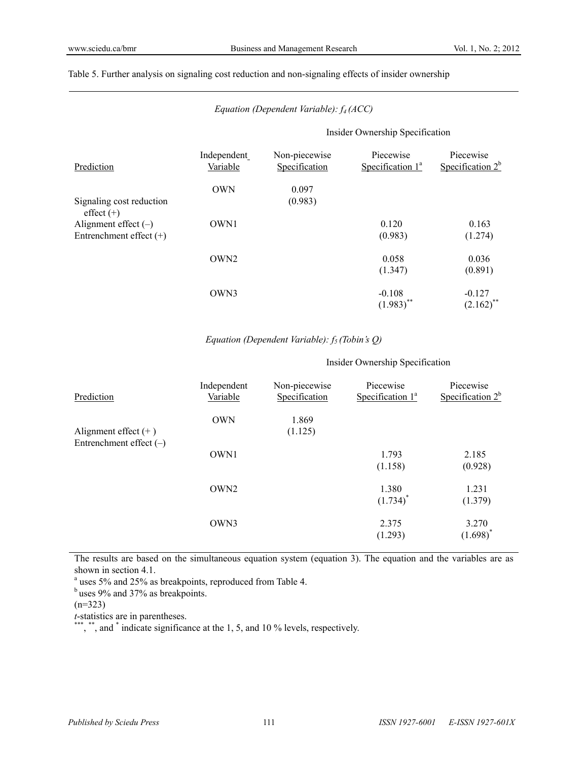Table 5. Further analysis on signaling cost reduction and non-signaling effects of insider ownership

*Equation (Dependent Variable): $f_4$ (ACC)*

| | | Insider Ownership Specification | | |
|---|---|---|---|---|
| Prediction | Independent Variable | Non-piecewise Specification | Piecewise Specification 1[a] | Piecewise Specification 2[b] |
| Signaling cost reduction effect (+) | OWN | 0.097 (0.983) | | |
| Alignment effect (–) Entrenchment effect (+) | OWN1 | | 0.120 (0.983) | 0.163 (1.274) |
| | OWN2 | | 0.058 (1.347) | 0.036 (0.891) |
| | OWN3 | | -0.108 (1.983)** | -0.127 (2.162)** |

*Equation (Dependent Variable): $f_5$ (Tobin's Q)*

| | | Insider Ownership Specification | | |
|---|---|---|---|---|
| Prediction | Independent Variable | Non-piecewise Specification | Piecewise Specification 1[a] | Piecewise Specification 2[b] |
| Alignment effect (+) Entrenchment effect (–) | OWN | 1.869 (1.125) | | |
| | OWN1 | | 1.793 (1.158) | 2.185 (0.928) |
| | OWN2 | | 1.380 (1.734)* | 1.231 (1.379) |
| | OWN3 | | 2.375 (1.293) | 3.270 (1.698)* |

The results are based on the simultaneous equation system (equation 3). The equation and the variables are as shown in section 4.1.

[a] uses 5% and 25% as breakpoints, reproduced from Table 4.

[b] uses 9% and 37% as breakpoints.

(n=323)

*t*-statistics are in parentheses.

***, **, and * indicate significance at the 1, 5, and 10 % levels, respectively.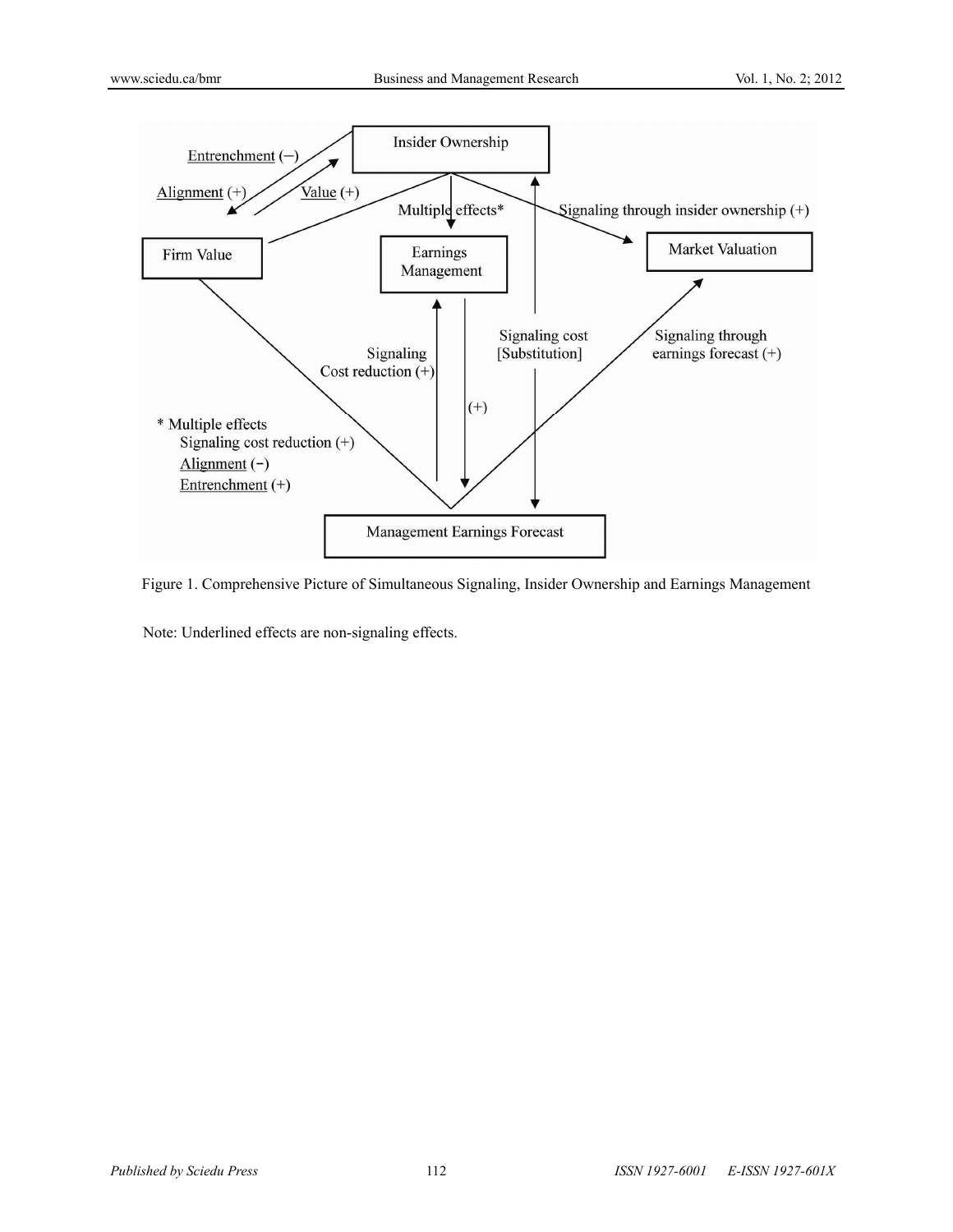Insider Ownership

Entrenchment (−)

Alignment (+)

Value (+)

Multiple effects*

Signaling through insider ownership (+)

Firm Value

Earnings Management

Market Valuation

Signaling Cost reduction (+)

(+)

Signaling cost [Substitution]

Signaling through earnings forecast (+)

* Multiple effects
Signaling cost reduction (+)
Alignment (−)
Entrenchment (+)

Management Earnings Forecast

Figure 1. Comprehensive Picture of Simultaneous Signaling, Insider Ownership and Earnings Management

Note: Underlined effects are non-signaling effects.